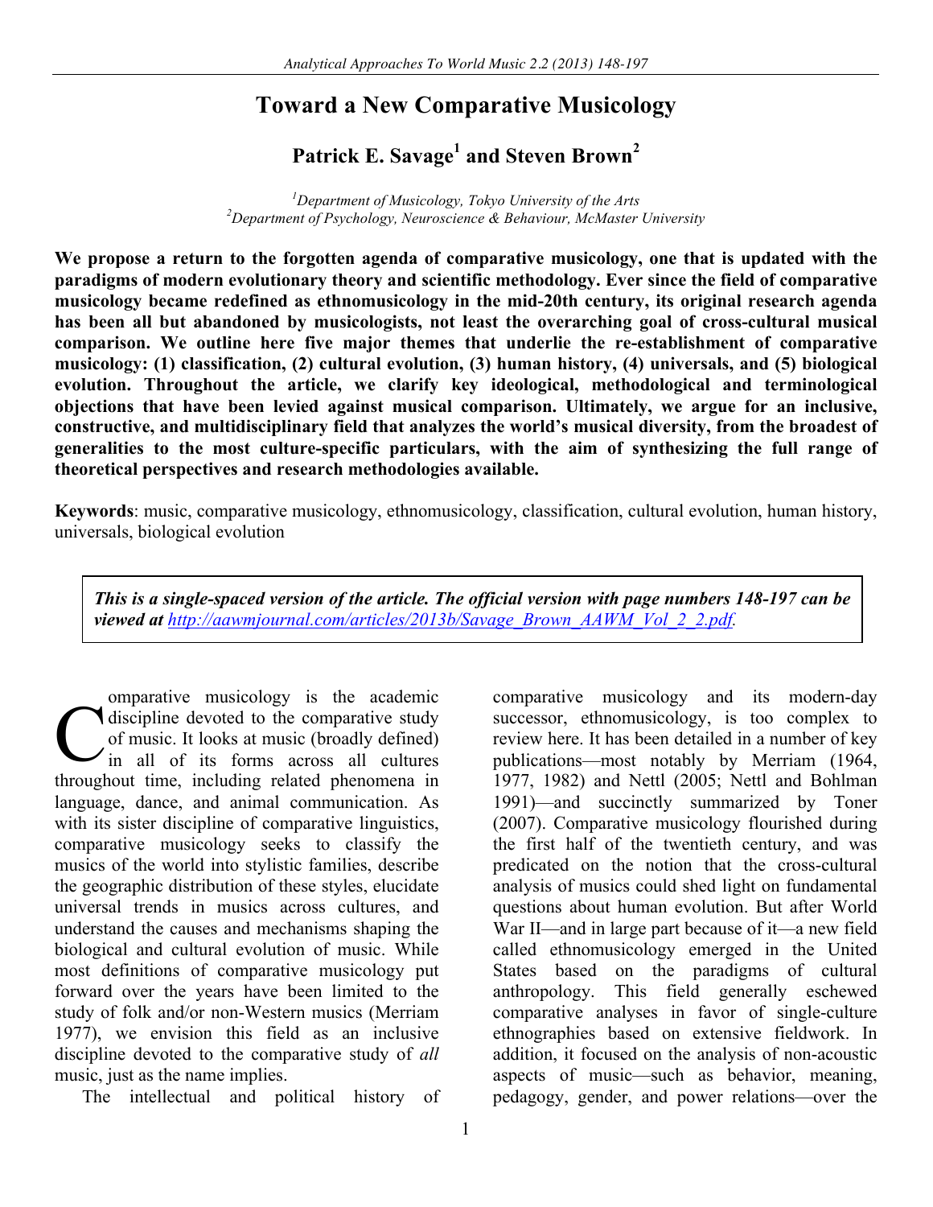# Toward a New Comparative Musicology

## Patrick E. Savage[1] and Steven Brown[2]

*[1]Department of Musicology, Tokyo University of the Arts*
*[2]Department of Psychology, Neuroscience & Behaviour, McMaster University*

**We propose a return to the forgotten agenda of comparative musicology, one that is updated with the paradigms of modern evolutionary theory and scientific methodology. Ever since the field of comparative musicology became redefined as ethnomusicology in the mid-20th century, its original research agenda has been all but abandoned by musicologists, not least the overarching goal of cross-cultural musical comparison. We outline here five major themes that underlie the re-establishment of comparative musicology: (1) classification, (2) cultural evolution, (3) human history, (4) universals, and (5) biological evolution. Throughout the article, we clarify key ideological, methodological and terminological objections that have been levied against musical comparison. Ultimately, we argue for an inclusive, constructive, and multidisciplinary field that analyzes the world's musical diversity, from the broadest of generalities to the most culture-specific particulars, with the aim of synthesizing the full range of theoretical perspectives and research methodologies available.**

**Keywords**: music, comparative musicology, ethnomusicology, classification, cultural evolution, human history, universals, biological evolution

> ***This is a single-spaced version of the article. The official version with page numbers 148-197 can be viewed at http://aawmjournal.com/articles/2013b/Savage_Brown_AAWM_Vol_2_2.pdf.***

Comparative musicology is the academic discipline devoted to the comparative study of music. It looks at music (broadly defined) in all of its forms across all cultures throughout time, including related phenomena in language, dance, and animal communication. As with its sister discipline of comparative linguistics, comparative musicology seeks to classify the musics of the world into stylistic families, describe the geographic distribution of these styles, elucidate universal trends in musics across cultures, and understand the causes and mechanisms shaping the biological and cultural evolution of music. While most definitions of comparative musicology put forward over the years have been limited to the study of folk and/or non-Western musics (Merriam 1977), we envision this field as an inclusive discipline devoted to the comparative study of *all* music, just as the name implies.

The intellectual and political history of comparative musicology and its modern-day successor, ethnomusicology, is too complex to review here. It has been detailed in a number of key publications—most notably by Merriam (1964, 1977, 1982) and Nettl (2005; Nettl and Bohlman 1991)—and succinctly summarized by Toner (2007). Comparative musicology flourished during the first half of the twentieth century, and was predicated on the notion that the cross-cultural analysis of musics could shed light on fundamental questions about human evolution. But after World War II—and in large part because of it—a new field called ethnomusicology emerged in the United States based on the paradigms of cultural anthropology. This field generally eschewed comparative analyses in favor of single-culture ethnographies based on extensive fieldwork. In addition, it focused on the analysis of non-acoustic aspects of music—such as behavior, meaning, pedagogy, gender, and power relations—over the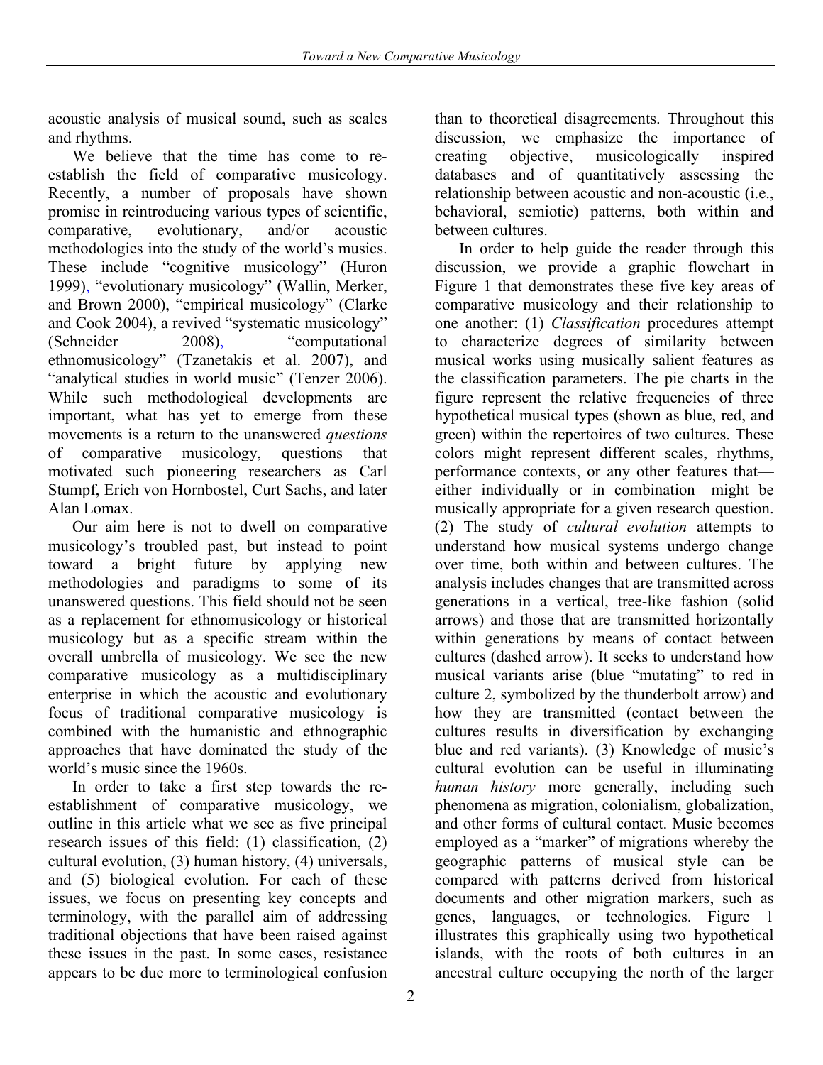acoustic analysis of musical sound, such as scales and rhythms.

We believe that the time has come to re-establish the field of comparative musicology. Recently, a number of proposals have shown promise in reintroducing various types of scientific, comparative, evolutionary, and/or acoustic methodologies into the study of the world's musics. These include "cognitive musicology" (Huron 1999), "evolutionary musicology" (Wallin, Merker, and Brown 2000), "empirical musicology" (Clarke and Cook 2004), a revived "systematic musicology" (Schneider 2008), "computational ethnomusicology" (Tzanetakis et al. 2007), and "analytical studies in world music" (Tenzer 2006). While such methodological developments are important, what has yet to emerge from these movements is a return to the unanswered *questions* of comparative musicology, questions that motivated such pioneering researchers as Carl Stumpf, Erich von Hornbostel, Curt Sachs, and later Alan Lomax.

Our aim here is not to dwell on comparative musicology's troubled past, but instead to point toward a bright future by applying new methodologies and paradigms to some of its unanswered questions. This field should not be seen as a replacement for ethnomusicology or historical musicology but as a specific stream within the overall umbrella of musicology. We see the new comparative musicology as a multidisciplinary enterprise in which the acoustic and evolutionary focus of traditional comparative musicology is combined with the humanistic and ethnographic approaches that have dominated the study of the world's music since the 1960s.

In order to take a first step towards the re-establishment of comparative musicology, we outline in this article what we see as five principal research issues of this field: (1) classification, (2) cultural evolution, (3) human history, (4) universals, and (5) biological evolution. For each of these issues, we focus on presenting key concepts and terminology, with the parallel aim of addressing traditional objections that have been raised against these issues in the past. In some cases, resistance appears to be due more to terminological confusion than to theoretical disagreements. Throughout this discussion, we emphasize the importance of creating objective, musicologically inspired databases and of quantitatively assessing the relationship between acoustic and non-acoustic (i.e., behavioral, semiotic) patterns, both within and between cultures.

In order to help guide the reader through this discussion, we provide a graphic flowchart in Figure 1 that demonstrates these five key areas of comparative musicology and their relationship to one another: (1) *Classification* procedures attempt to characterize degrees of similarity between musical works using musically salient features as the classification parameters. The pie charts in the figure represent the relative frequencies of three hypothetical musical types (shown as blue, red, and green) within the repertoires of two cultures. These colors might represent different scales, rhythms, performance contexts, or any other features that—either individually or in combination—might be musically appropriate for a given research question. (2) The study of *cultural evolution* attempts to understand how musical systems undergo change over time, both within and between cultures. The analysis includes changes that are transmitted across generations in a vertical, tree-like fashion (solid arrows) and those that are transmitted horizontally within generations by means of contact between cultures (dashed arrow). It seeks to understand how musical variants arise (blue "mutating" to red in culture 2, symbolized by the thunderbolt arrow) and how they are transmitted (contact between the cultures results in diversification by exchanging blue and red variants). (3) Knowledge of music's cultural evolution can be useful in illuminating *human history* more generally, including such phenomena as migration, colonialism, globalization, and other forms of cultural contact. Music becomes employed as a "marker" of migrations whereby the geographic patterns of musical style can be compared with patterns derived from historical documents and other migration markers, such as genes, languages, or technologies. Figure 1 illustrates this graphically using two hypothetical islands, with the roots of both cultures in an ancestral culture occupying the north of the larger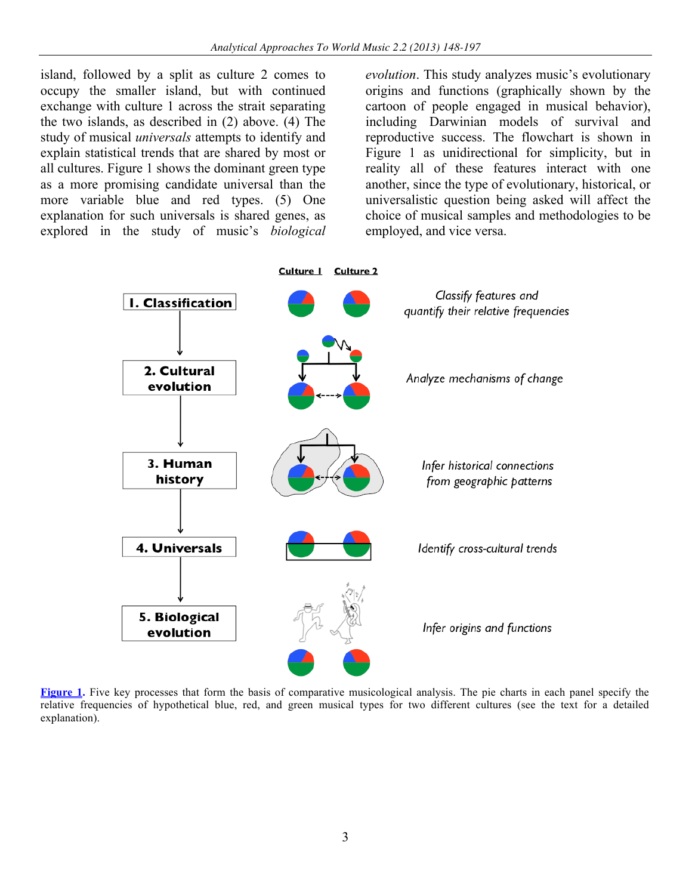island, followed by a split as culture 2 comes to occupy the smaller island, but with continued exchange with culture 1 across the strait separating the two islands, as described in (2) above. (4) The study of musical *universals* attempts to identify and explain statistical trends that are shared by most or all cultures. Figure 1 shows the dominant green type as a more promising candidate universal than the more variable blue and red types. (5) One explanation for such universals is shared genes, as explored in the study of music's *biological evolution*. This study analyzes music's evolutionary origins and functions (graphically shown by the cartoon of people engaged in musical behavior), including Darwinian models of survival and reproductive success. The flowchart is shown in Figure 1 as unidirectional for simplicity, but in reality all of these features interact with one another, since the type of evolutionary, historical, or universalistic question being asked will affect the choice of musical samples and methodologies to be employed, and vice versa.

**Figure 1.** Five key processes that form the basis of comparative musicological analysis. The pie charts in each panel specify the relative frequencies of hypothetical blue, red, and green musical types for two different cultures (see the text for a detailed explanation).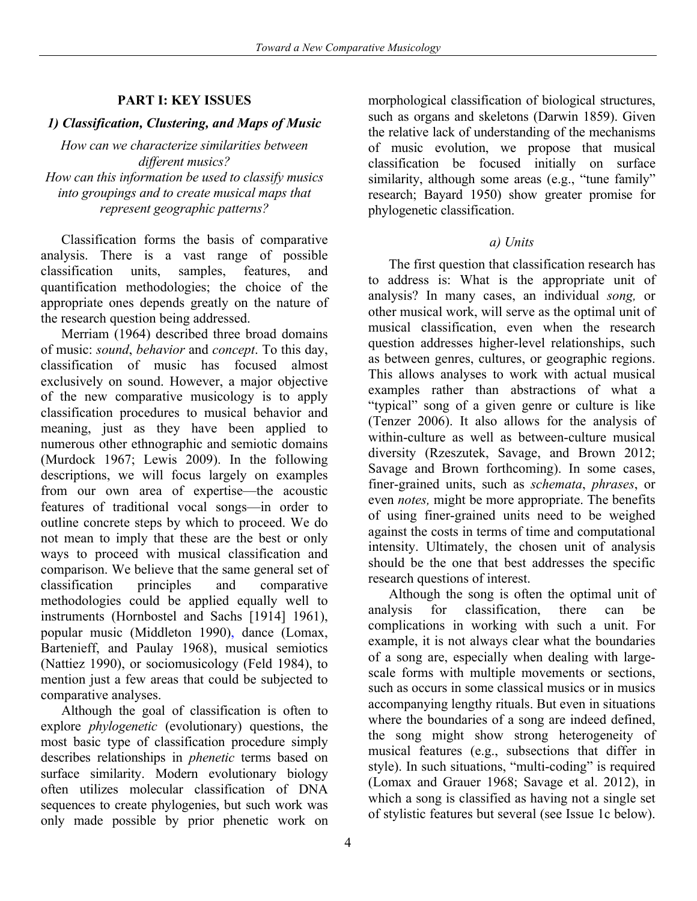## PART I: KEY ISSUES

### *1) Classification, Clustering, and Maps of Music*

*How can we characterize similarities between different musics?*
*How can this information be used to classify musics into groupings and to create musical maps that represent geographic patterns?*

Classification forms the basis of comparative analysis. There is a vast range of possible classification units, samples, features, and quantification methodologies; the choice of the appropriate ones depends greatly on the nature of the research question being addressed.

Merriam (1964) described three broad domains of music: *sound*, *behavior* and *concept*. To this day, classification of music has focused almost exclusively on sound. However, a major objective of the new comparative musicology is to apply classification procedures to musical behavior and meaning, just as they have been applied to numerous other ethnographic and semiotic domains (Murdock 1967; Lewis 2009). In the following descriptions, we will focus largely on examples from our own area of expertise—the acoustic features of traditional vocal songs—in order to outline concrete steps by which to proceed. We do not mean to imply that these are the best or only ways to proceed with musical classification and comparison. We believe that the same general set of classification principles and comparative methodologies could be applied equally well to instruments (Hornbostel and Sachs [1914] 1961), popular music (Middleton 1990), dance (Lomax, Bartenieff, and Paulay 1968), musical semiotics (Nattiez 1990), or sociomusicology (Feld 1984), to mention just a few areas that could be subjected to comparative analyses.

Although the goal of classification is often to explore *phylogenetic* (evolutionary) questions, the most basic type of classification procedure simply describes relationships in *phenetic* terms based on surface similarity. Modern evolutionary biology often utilizes molecular classification of DNA sequences to create phylogenies, but such work was only made possible by prior phenetic work on morphological classification of biological structures, such as organs and skeletons (Darwin 1859). Given the relative lack of understanding of the mechanisms of music evolution, we propose that musical classification be focused initially on surface similarity, although some areas (e.g., "tune family" research; Bayard 1950) show greater promise for phylogenetic classification.

#### *a) Units*

The first question that classification research has to address is: What is the appropriate unit of analysis? In many cases, an individual *song,* or other musical work, will serve as the optimal unit of musical classification, even when the research question addresses higher-level relationships, such as between genres, cultures, or geographic regions. This allows analyses to work with actual musical examples rather than abstractions of what a "typical" song of a given genre or culture is like (Tenzer 2006). It also allows for the analysis of within-culture as well as between-culture musical diversity (Rzeszutek, Savage, and Brown 2012; Savage and Brown forthcoming). In some cases, finer-grained units, such as *schemata*, *phrases*, or even *notes,* might be more appropriate. The benefits of using finer-grained units need to be weighed against the costs in terms of time and computational intensity. Ultimately, the chosen unit of analysis should be the one that best addresses the specific research questions of interest.

Although the song is often the optimal unit of analysis for classification, there can be complications in working with such a unit. For example, it is not always clear what the boundaries of a song are, especially when dealing with large-scale forms with multiple movements or sections, such as occurs in some classical musics or in musics accompanying lengthy rituals. But even in situations where the boundaries of a song are indeed defined, the song might show strong heterogeneity of musical features (e.g., subsections that differ in style). In such situations, "multi-coding" is required (Lomax and Grauer 1968; Savage et al. 2012), in which a song is classified as having not a single set of stylistic features but several (see Issue 1c below).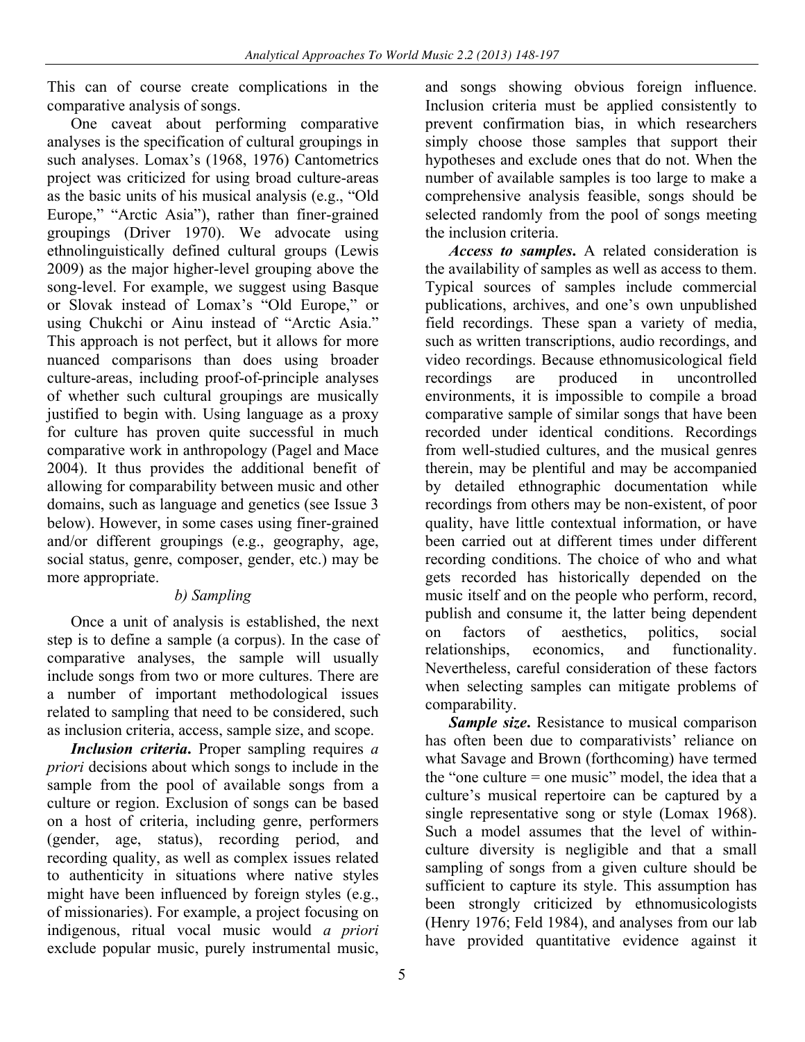This can of course create complications in the comparative analysis of songs.

One caveat about performing comparative analyses is the specification of cultural groupings in such analyses. Lomax's (1968, 1976) Cantometrics project was criticized for using broad culture-areas as the basic units of his musical analysis (e.g., "Old Europe," "Arctic Asia"), rather than finer-grained groupings (Driver 1970). We advocate using ethnolinguistically defined cultural groups (Lewis 2009) as the major higher-level grouping above the song-level. For example, we suggest using Basque or Slovak instead of Lomax's "Old Europe," or using Chukchi or Ainu instead of "Arctic Asia." This approach is not perfect, but it allows for more nuanced comparisons than does using broader culture-areas, including proof-of-principle analyses of whether such cultural groupings are musically justified to begin with. Using language as a proxy for culture has proven quite successful in much comparative work in anthropology (Pagel and Mace 2004). It thus provides the additional benefit of allowing for comparability between music and other domains, such as language and genetics (see Issue 3 below). However, in some cases using finer-grained and/or different groupings (e.g., geography, age, social status, genre, composer, gender, etc.) may be more appropriate.

### *b) Sampling*

Once a unit of analysis is established, the next step is to define a sample (a corpus). In the case of comparative analyses, the sample will usually include songs from two or more cultures. There are a number of important methodological issues related to sampling that need to be considered, such as inclusion criteria, access, sample size, and scope.

***Inclusion criteria*.** Proper sampling requires *a priori* decisions about which songs to include in the sample from the pool of available songs from a culture or region. Exclusion of songs can be based on a host of criteria, including genre, performers (gender, age, status), recording period, and recording quality, as well as complex issues related to authenticity in situations where native styles might have been influenced by foreign styles (e.g., of missionaries). For example, a project focusing on indigenous, ritual vocal music would *a priori* exclude popular music, purely instrumental music, and songs showing obvious foreign influence. Inclusion criteria must be applied consistently to prevent confirmation bias, in which researchers simply choose those samples that support their hypotheses and exclude ones that do not. When the number of available samples is too large to make a comprehensive analysis feasible, songs should be selected randomly from the pool of songs meeting the inclusion criteria.

***Access to samples*.** A related consideration is the availability of samples as well as access to them. Typical sources of samples include commercial publications, archives, and one's own unpublished field recordings. These span a variety of media, such as written transcriptions, audio recordings, and video recordings. Because ethnomusicological field recordings are produced in uncontrolled environments, it is impossible to compile a broad comparative sample of similar songs that have been recorded under identical conditions. Recordings from well-studied cultures, and the musical genres therein, may be plentiful and may be accompanied by detailed ethnographic documentation while recordings from others may be non-existent, of poor quality, have little contextual information, or have been carried out at different times under different recording conditions. The choice of who and what gets recorded has historically depended on the music itself and on the people who perform, record, publish and consume it, the latter being dependent on factors of aesthetics, politics, social relationships, economics, and functionality. Nevertheless, careful consideration of these factors when selecting samples can mitigate problems of comparability.

***Sample size*.** Resistance to musical comparison has often been due to comparativists' reliance on what Savage and Brown (forthcoming) have termed the "one culture = one music" model, the idea that a culture's musical repertoire can be captured by a single representative song or style (Lomax 1968). Such a model assumes that the level of within-culture diversity is negligible and that a small sampling of songs from a given culture should be sufficient to capture its style. This assumption has been strongly criticized by ethnomusicologists (Henry 1976; Feld 1984), and analyses from our lab have provided quantitative evidence against it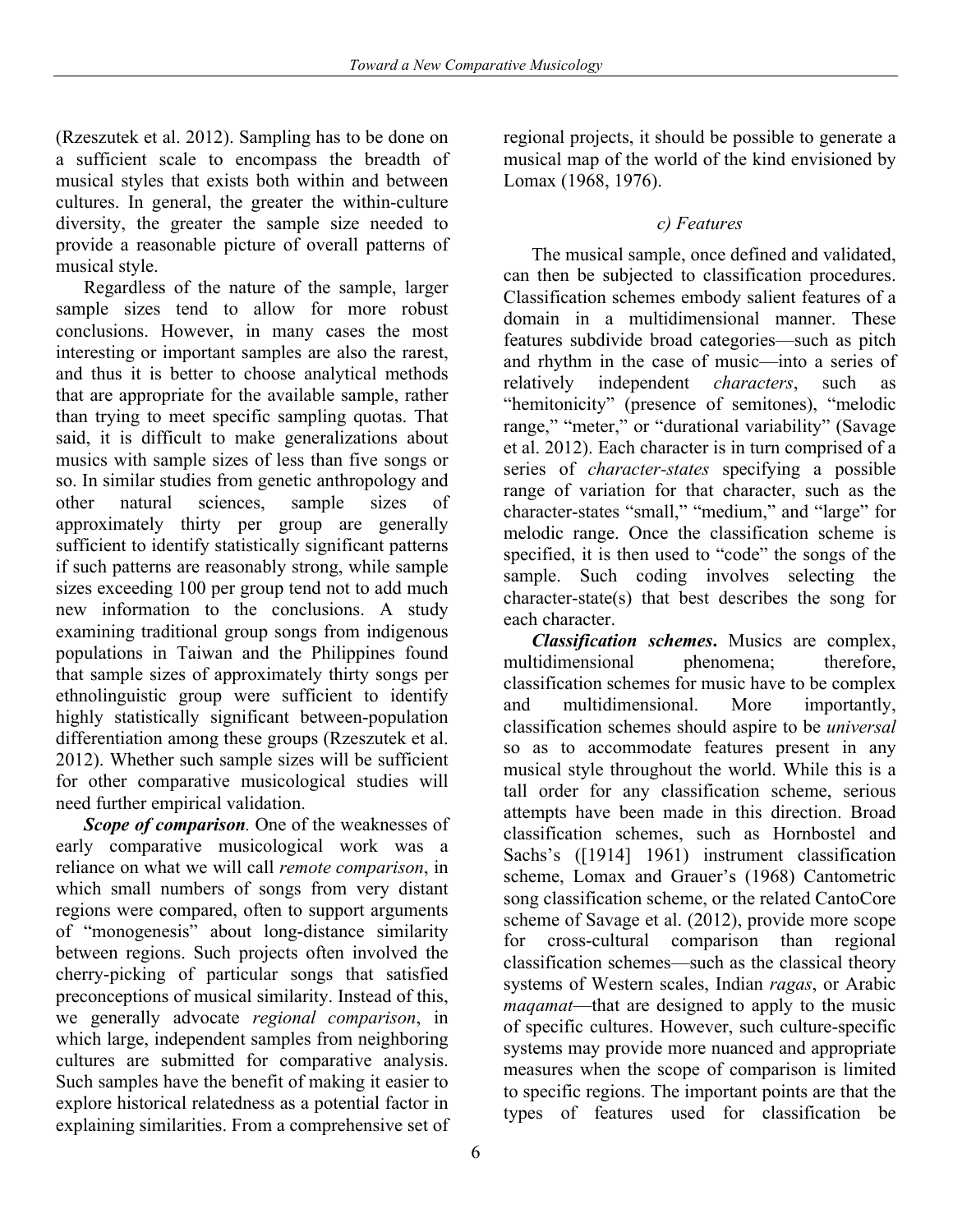(Rzeszutek et al. 2012). Sampling has to be done on a sufficient scale to encompass the breadth of musical styles that exists both within and between cultures. In general, the greater the within-culture diversity, the greater the sample size needed to provide a reasonable picture of overall patterns of musical style.

Regardless of the nature of the sample, larger sample sizes tend to allow for more robust conclusions. However, in many cases the most interesting or important samples are also the rarest, and thus it is better to choose analytical methods that are appropriate for the available sample, rather than trying to meet specific sampling quotas. That said, it is difficult to make generalizations about musics with sample sizes of less than five songs or so. In similar studies from genetic anthropology and other natural sciences, sample sizes of approximately thirty per group are generally sufficient to identify statistically significant patterns if such patterns are reasonably strong, while sample sizes exceeding 100 per group tend not to add much new information to the conclusions. A study examining traditional group songs from indigenous populations in Taiwan and the Philippines found that sample sizes of approximately thirty songs per ethnolinguistic group were sufficient to identify highly statistically significant between-population differentiation among these groups (Rzeszutek et al. 2012). Whether such sample sizes will be sufficient for other comparative musicological studies will need further empirical validation.

***Scope of comparison***. One of the weaknesses of early comparative musicological work was a reliance on what we will call *remote comparison*, in which small numbers of songs from very distant regions were compared, often to support arguments of "monogenesis" about long-distance similarity between regions. Such projects often involved the cherry-picking of particular songs that satisfied preconceptions of musical similarity. Instead of this, we generally advocate *regional comparison*, in which large, independent samples from neighboring cultures are submitted for comparative analysis. Such samples have the benefit of making it easier to explore historical relatedness as a potential factor in explaining similarities. From a comprehensive set of regional projects, it should be possible to generate a musical map of the world of the kind envisioned by Lomax (1968, 1976).

### *c) Features*

The musical sample, once defined and validated, can then be subjected to classification procedures. Classification schemes embody salient features of a domain in a multidimensional manner. These features subdivide broad categories—such as pitch and rhythm in the case of music—into a series of relatively independent *characters*, such as "hemitonicity" (presence of semitones), "melodic range," "meter," or "durational variability" (Savage et al. 2012). Each character is in turn comprised of a series of *character-states* specifying a possible range of variation for that character, such as the character-states "small," "medium," and "large" for melodic range. Once the classification scheme is specified, it is then used to "code" the songs of the sample. Such coding involves selecting the character-state(s) that best describes the song for each character.

***Classification schemes***. Musics are complex, multidimensional phenomena; therefore, classification schemes for music have to be complex and multidimensional. More importantly, classification schemes should aspire to be *universal* so as to accommodate features present in any musical style throughout the world. While this is a tall order for any classification scheme, serious attempts have been made in this direction. Broad classification schemes, such as Hornbostel and Sachs's ([1914] 1961) instrument classification scheme, Lomax and Grauer's (1968) Cantometric song classification scheme, or the related CantoCore scheme of Savage et al. (2012), provide more scope for cross-cultural comparison than regional classification schemes—such as the classical theory systems of Western scales, Indian *ragas*, or Arabic *maqamat*—that are designed to apply to the music of specific cultures. However, such culture-specific systems may provide more nuanced and appropriate measures when the scope of comparison is limited to specific regions. The important points are that the types of features used for classification be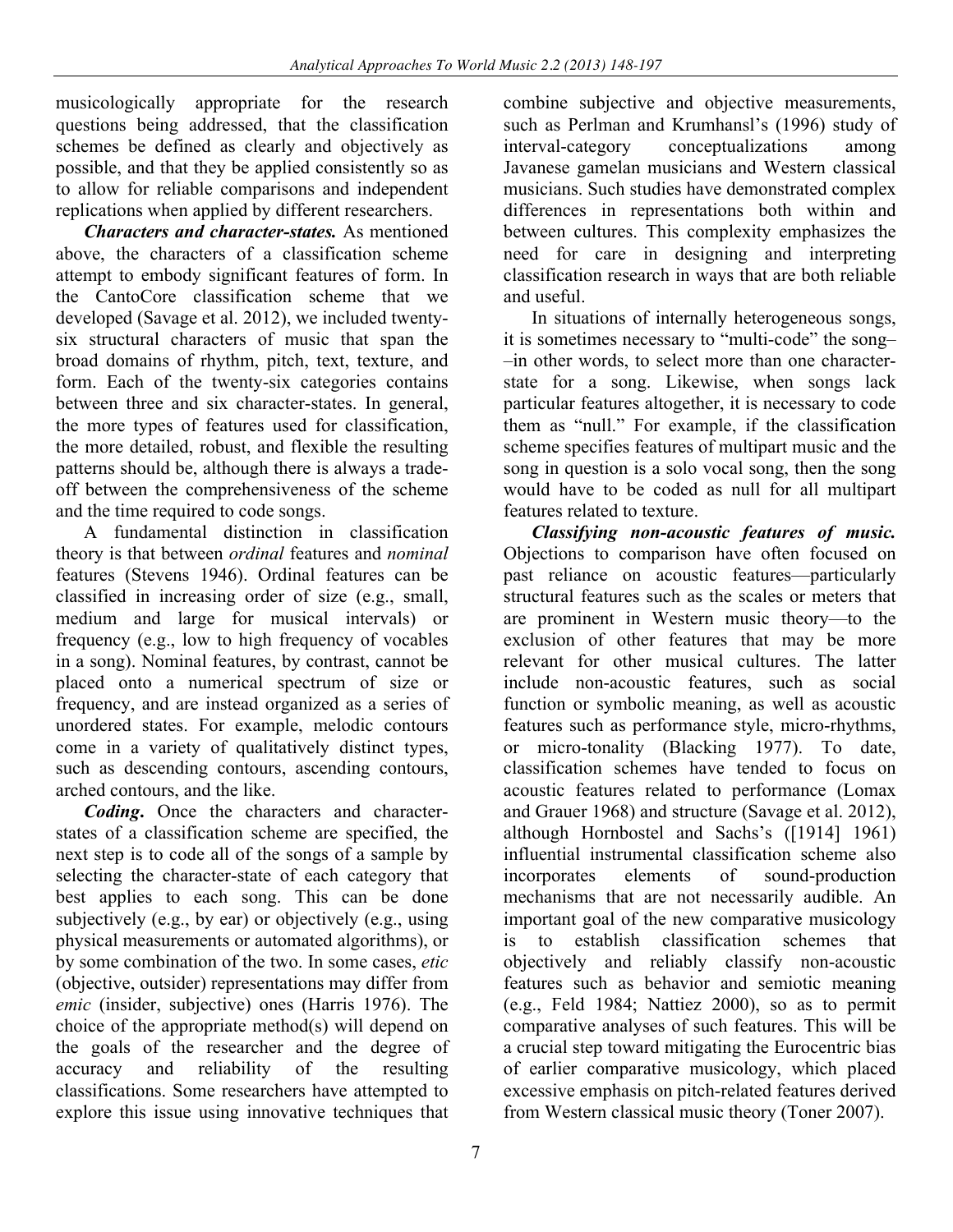musicologically appropriate for the research questions being addressed, that the classification schemes be defined as clearly and objectively as possible, and that they be applied consistently so as to allow for reliable comparisons and independent replications when applied by different researchers.

***Characters and character-states.*** As mentioned above, the characters of a classification scheme attempt to embody significant features of form. In the CantoCore classification scheme that we developed (Savage et al. 2012), we included twenty-six structural characters of music that span the broad domains of rhythm, pitch, text, texture, and form. Each of the twenty-six categories contains between three and six character-states. In general, the more types of features used for classification, the more detailed, robust, and flexible the resulting patterns should be, although there is always a trade-off between the comprehensiveness of the scheme and the time required to code songs.

A fundamental distinction in classification theory is that between *ordinal* features and *nominal* features (Stevens 1946). Ordinal features can be classified in increasing order of size (e.g., small, medium and large for musical intervals) or frequency (e.g., low to high frequency of vocables in a song). Nominal features, by contrast, cannot be placed onto a numerical spectrum of size or frequency, and are instead organized as a series of unordered states. For example, melodic contours come in a variety of qualitatively distinct types, such as descending contours, ascending contours, arched contours, and the like.

***Coding*.** Once the characters and character-states of a classification scheme are specified, the next step is to code all of the songs of a sample by selecting the character-state of each category that best applies to each song. This can be done subjectively (e.g., by ear) or objectively (e.g., using physical measurements or automated algorithms), or by some combination of the two. In some cases, *etic* (objective, outsider) representations may differ from *emic* (insider, subjective) ones (Harris 1976). The choice of the appropriate method(s) will depend on the goals of the researcher and the degree of accuracy and reliability of the resulting classifications. Some researchers have attempted to explore this issue using innovative techniques that combine subjective and objective measurements, such as Perlman and Krumhansl's (1996) study of interval-category conceptualizations among Javanese gamelan musicians and Western classical musicians. Such studies have demonstrated complex differences in representations both within and between cultures. This complexity emphasizes the need for care in designing and interpreting classification research in ways that are both reliable and useful.

In situations of internally heterogeneous songs, it is sometimes necessary to "multi-code" the song––in other words, to select more than one character-state for a song. Likewise, when songs lack particular features altogether, it is necessary to code them as "null." For example, if the classification scheme specifies features of multipart music and the song in question is a solo vocal song, then the song would have to be coded as null for all multipart features related to texture.

***Classifying non-acoustic features of music.*** Objections to comparison have often focused on past reliance on acoustic features—particularly structural features such as the scales or meters that are prominent in Western music theory—to the exclusion of other features that may be more relevant for other musical cultures. The latter include non-acoustic features, such as social function or symbolic meaning, as well as acoustic features such as performance style, micro-rhythms, or micro-tonality (Blacking 1977). To date, classification schemes have tended to focus on acoustic features related to performance (Lomax and Grauer 1968) and structure (Savage et al. 2012), although Hornbostel and Sachs's ([1914] 1961) influential instrumental classification scheme also incorporates elements of sound-production mechanisms that are not necessarily audible. An important goal of the new comparative musicology is to establish classification schemes that objectively and reliably classify non-acoustic features such as behavior and semiotic meaning (e.g., Feld 1984; Nattiez 2000), so as to permit comparative analyses of such features. This will be a crucial step toward mitigating the Eurocentric bias of earlier comparative musicology, which placed excessive emphasis on pitch-related features derived from Western classical music theory (Toner 2007).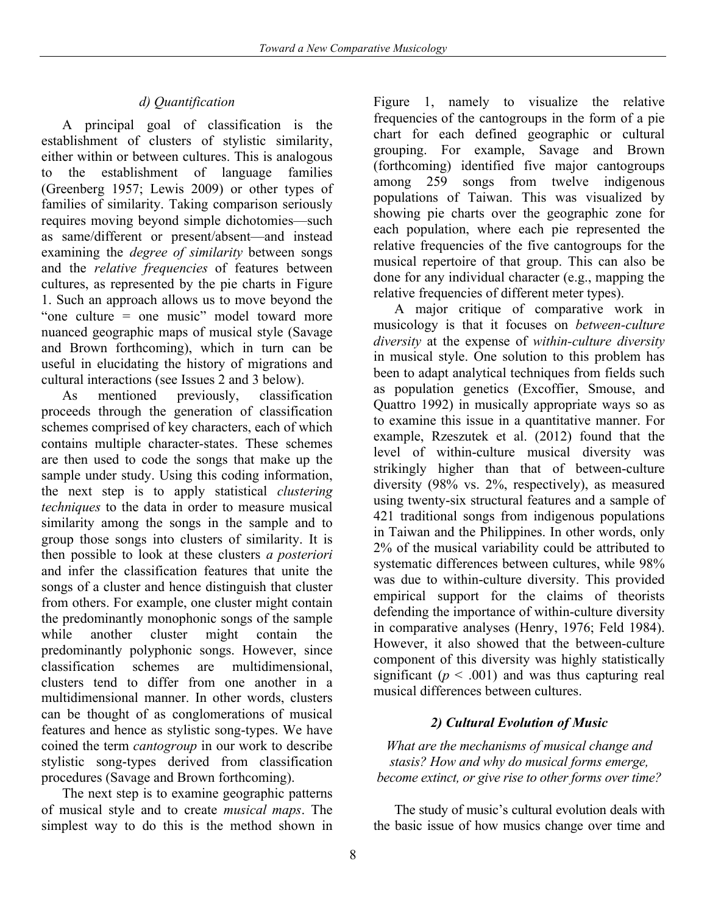### *d) Quantification*

A principal goal of classification is the establishment of clusters of stylistic similarity, either within or between cultures. This is analogous to the establishment of language families (Greenberg 1957; Lewis 2009) or other types of families of similarity. Taking comparison seriously requires moving beyond simple dichotomies—such as same/different or present/absent—and instead examining the *degree of similarity* between songs and the *relative frequencies* of features between cultures, as represented by the pie charts in Figure 1. Such an approach allows us to move beyond the "one culture = one music" model toward more nuanced geographic maps of musical style (Savage and Brown forthcoming), which in turn can be useful in elucidating the history of migrations and cultural interactions (see Issues 2 and 3 below).

As mentioned previously, classification proceeds through the generation of classification schemes comprised of key characters, each of which contains multiple character-states. These schemes are then used to code the songs that make up the sample under study. Using this coding information, the next step is to apply statistical *clustering techniques* to the data in order to measure musical similarity among the songs in the sample and to group those songs into clusters of similarity. It is then possible to look at these clusters *a posteriori* and infer the classification features that unite the songs of a cluster and hence distinguish that cluster from others. For example, one cluster might contain the predominantly monophonic songs of the sample while another cluster might contain the predominantly polyphonic songs. However, since classification schemes are multidimensional, clusters tend to differ from one another in a multidimensional manner. In other words, clusters can be thought of as conglomerations of musical features and hence as stylistic song-types. We have coined the term *cantogroup* in our work to describe stylistic song-types derived from classification procedures (Savage and Brown forthcoming).

The next step is to examine geographic patterns of musical style and to create *musical maps*. The simplest way to do this is the method shown in Figure 1, namely to visualize the relative frequencies of the cantogroups in the form of a pie chart for each defined geographic or cultural grouping. For example, Savage and Brown (forthcoming) identified five major cantogroups among 259 songs from twelve indigenous populations of Taiwan. This was visualized by showing pie charts over the geographic zone for each population, where each pie represented the relative frequencies of the five cantogroups for the musical repertoire of that group. This can also be done for any individual character (e.g., mapping the relative frequencies of different meter types).

A major critique of comparative work in musicology is that it focuses on *between-culture diversity* at the expense of *within-culture diversity* in musical style. One solution to this problem has been to adapt analytical techniques from fields such as population genetics (Excoffier, Smouse, and Quattro 1992) in musically appropriate ways so as to examine this issue in a quantitative manner. For example, Rzeszutek et al. (2012) found that the level of within-culture musical diversity was strikingly higher than that of between-culture diversity (98% vs. 2%, respectively), as measured using twenty-six structural features and a sample of 421 traditional songs from indigenous populations in Taiwan and the Philippines. In other words, only 2% of the musical variability could be attributed to systematic differences between cultures, while 98% was due to within-culture diversity. This provided empirical support for the claims of theorists defending the importance of within-culture diversity in comparative analyses (Henry, 1976; Feld 1984). However, it also showed that the between-culture component of this diversity was highly statistically significant ($p < .001$) and was thus capturing real musical differences between cultures.

## ***2) Cultural Evolution of Music***

*What are the mechanisms of musical change and stasis? How and why do musical forms emerge, become extinct, or give rise to other forms over time?*

The study of music's cultural evolution deals with the basic issue of how musics change over time and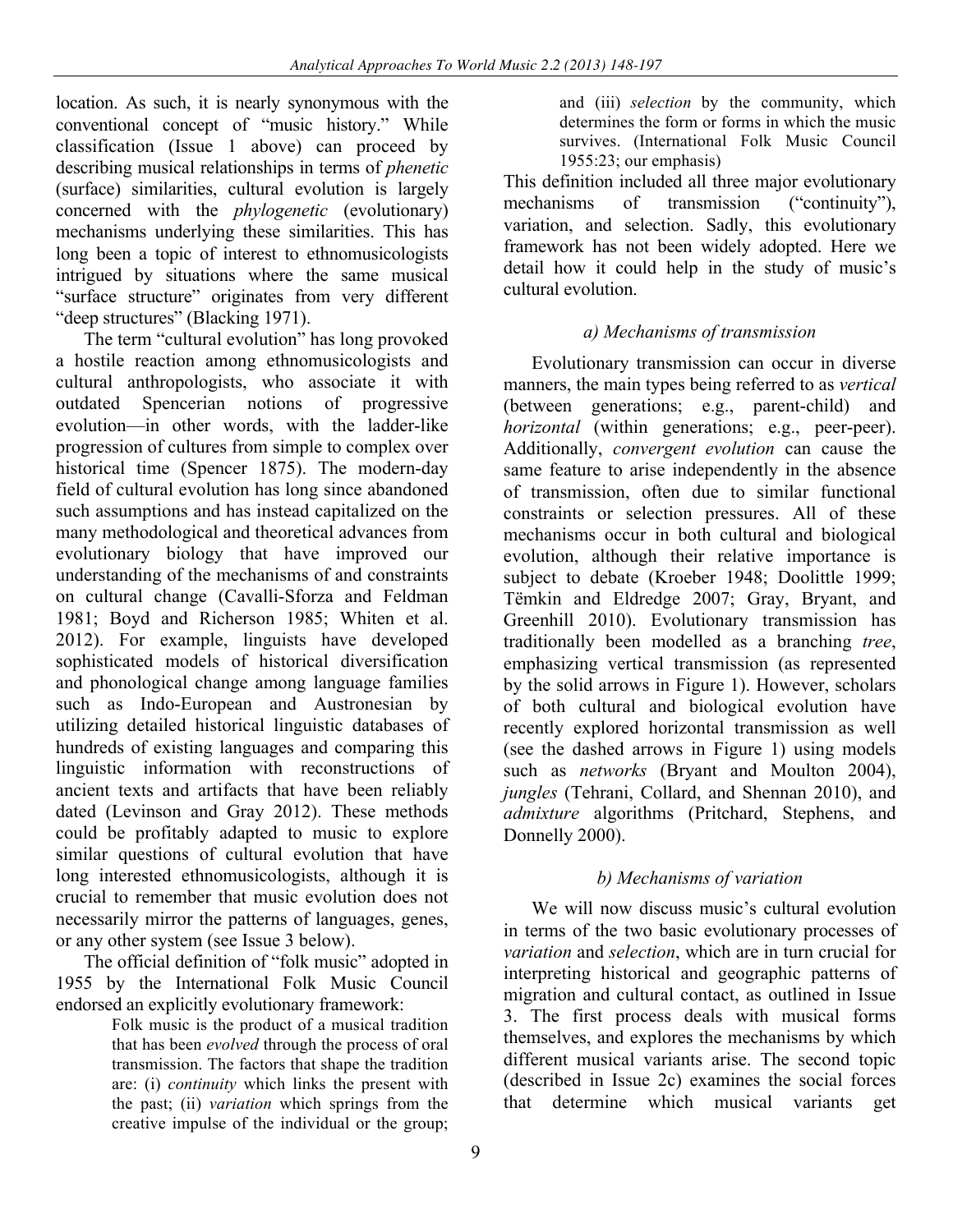location. As such, it is nearly synonymous with the conventional concept of "music history." While classification (Issue 1 above) can proceed by describing musical relationships in terms of *phenetic* (surface) similarities, cultural evolution is largely concerned with the *phylogenetic* (evolutionary) mechanisms underlying these similarities. This has long been a topic of interest to ethnomusicologists intrigued by situations where the same musical "surface structure" originates from very different "deep structures" (Blacking 1971).

The term "cultural evolution" has long provoked a hostile reaction among ethnomusicologists and cultural anthropologists, who associate it with outdated Spencerian notions of progressive evolution—in other words, with the ladder-like progression of cultures from simple to complex over historical time (Spencer 1875). The modern-day field of cultural evolution has long since abandoned such assumptions and has instead capitalized on the many methodological and theoretical advances from evolutionary biology that have improved our understanding of the mechanisms of and constraints on cultural change (Cavalli-Sforza and Feldman 1981; Boyd and Richerson 1985; Whiten et al. 2012). For example, linguists have developed sophisticated models of historical diversification and phonological change among language families such as Indo-European and Austronesian by utilizing detailed historical linguistic databases of hundreds of existing languages and comparing this linguistic information with reconstructions of ancient texts and artifacts that have been reliably dated (Levinson and Gray 2012). These methods could be profitably adapted to music to explore similar questions of cultural evolution that have long interested ethnomusicologists, although it is crucial to remember that music evolution does not necessarily mirror the patterns of languages, genes, or any other system (see Issue 3 below).

The official definition of "folk music" adopted in 1955 by the International Folk Music Council endorsed an explicitly evolutionary framework:

> Folk music is the product of a musical tradition that has been *evolved* through the process of oral transmission. The factors that shape the tradition are: (i) *continuity* which links the present with the past; (ii) *variation* which springs from the creative impulse of the individual or the group; and (iii) *selection* by the community, which determines the form or forms in which the music survives. (International Folk Music Council 1955:23; our emphasis)

This definition included all three major evolutionary mechanisms of transmission ("continuity"), variation, and selection. Sadly, this evolutionary framework has not been widely adopted. Here we detail how it could help in the study of music's cultural evolution.

### *a) Mechanisms of transmission*

Evolutionary transmission can occur in diverse manners, the main types being referred to as *vertical* (between generations; e.g., parent-child) and *horizontal* (within generations; e.g., peer-peer). Additionally, *convergent evolution* can cause the same feature to arise independently in the absence of transmission, often due to similar functional constraints or selection pressures. All of these mechanisms occur in both cultural and biological evolution, although their relative importance is subject to debate (Kroeber 1948; Doolittle 1999; Tëmkin and Eldredge 2007; Gray, Bryant, and Greenhill 2010). Evolutionary transmission has traditionally been modelled as a branching *tree*, emphasizing vertical transmission (as represented by the solid arrows in Figure 1). However, scholars of both cultural and biological evolution have recently explored horizontal transmission as well (see the dashed arrows in Figure 1) using models such as *networks* (Bryant and Moulton 2004), *jungles* (Tehrani, Collard, and Shennan 2010), and *admixture* algorithms (Pritchard, Stephens, and Donnelly 2000).

### *b) Mechanisms of variation*

We will now discuss music's cultural evolution in terms of the two basic evolutionary processes of *variation* and *selection*, which are in turn crucial for interpreting historical and geographic patterns of migration and cultural contact, as outlined in Issue 3. The first process deals with musical forms themselves, and explores the mechanisms by which different musical variants arise. The second topic (described in Issue 2c) examines the social forces that determine which musical variants get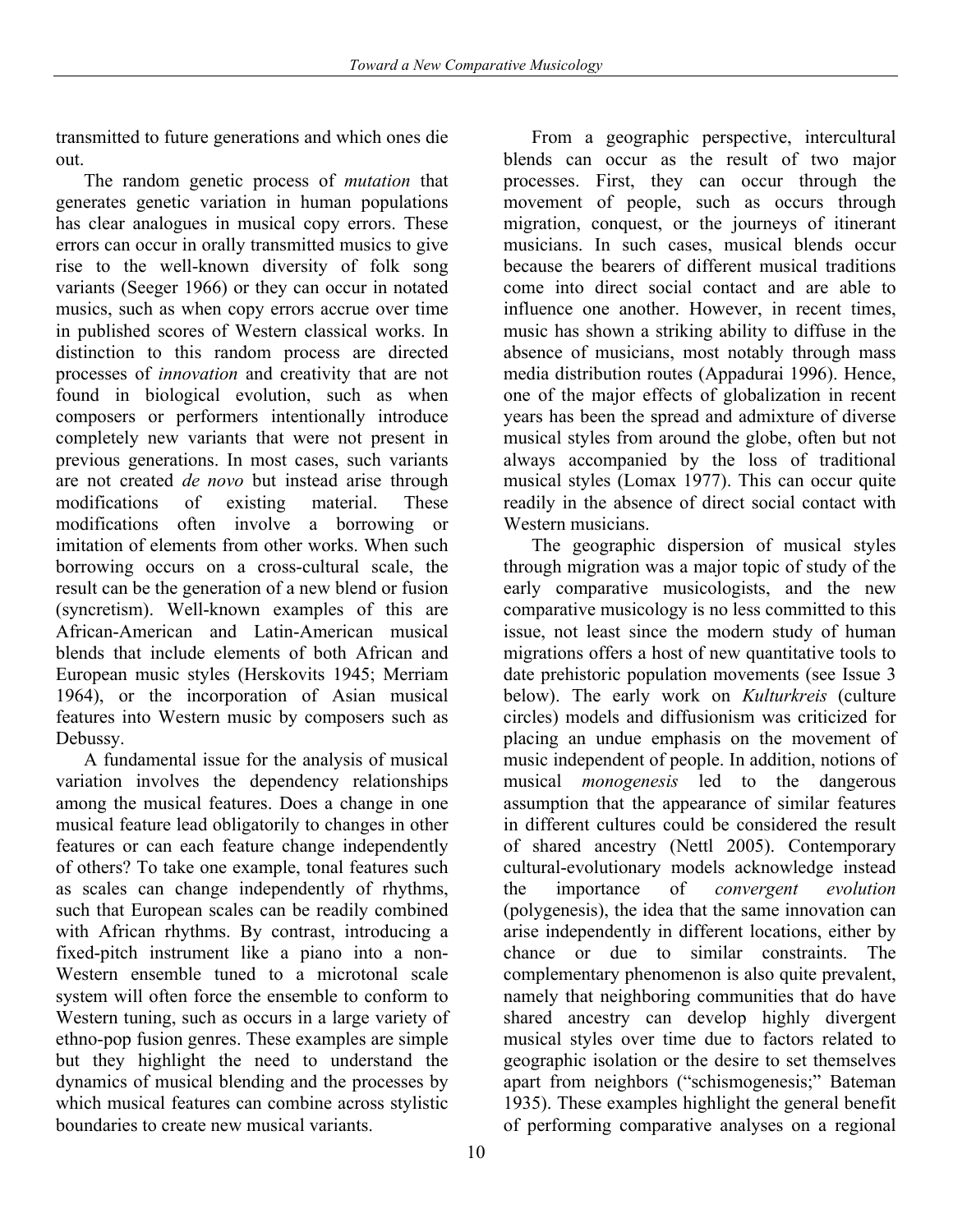transmitted to future generations and which ones die out.

The random genetic process of *mutation* that generates genetic variation in human populations has clear analogues in musical copy errors. These errors can occur in orally transmitted musics to give rise to the well-known diversity of folk song variants (Seeger 1966) or they can occur in notated musics, such as when copy errors accrue over time in published scores of Western classical works. In distinction to this random process are directed processes of *innovation* and creativity that are not found in biological evolution, such as when composers or performers intentionally introduce completely new variants that were not present in previous generations. In most cases, such variants are not created *de novo* but instead arise through modifications of existing material. These modifications often involve a borrowing or imitation of elements from other works. When such borrowing occurs on a cross-cultural scale, the result can be the generation of a new blend or fusion (syncretism). Well-known examples of this are African-American and Latin-American musical blends that include elements of both African and European music styles (Herskovits 1945; Merriam 1964), or the incorporation of Asian musical features into Western music by composers such as Debussy.

A fundamental issue for the analysis of musical variation involves the dependency relationships among the musical features. Does a change in one musical feature lead obligatorily to changes in other features or can each feature change independently of others? To take one example, tonal features such as scales can change independently of rhythms, such that European scales can be readily combined with African rhythms. By contrast, introducing a fixed-pitch instrument like a piano into a non-Western ensemble tuned to a microtonal scale system will often force the ensemble to conform to Western tuning, such as occurs in a large variety of ethno-pop fusion genres. These examples are simple but they highlight the need to understand the dynamics of musical blending and the processes by which musical features can combine across stylistic boundaries to create new musical variants.

From a geographic perspective, intercultural blends can occur as the result of two major processes. First, they can occur through the movement of people, such as occurs through migration, conquest, or the journeys of itinerant musicians. In such cases, musical blends occur because the bearers of different musical traditions come into direct social contact and are able to influence one another. However, in recent times, music has shown a striking ability to diffuse in the absence of musicians, most notably through mass media distribution routes (Appadurai 1996). Hence, one of the major effects of globalization in recent years has been the spread and admixture of diverse musical styles from around the globe, often but not always accompanied by the loss of traditional musical styles (Lomax 1977). This can occur quite readily in the absence of direct social contact with Western musicians.

The geographic dispersion of musical styles through migration was a major topic of study of the early comparative musicologists, and the new comparative musicology is no less committed to this issue, not least since the modern study of human migrations offers a host of new quantitative tools to date prehistoric population movements (see Issue 3 below). The early work on *Kulturkreis* (culture circles) models and diffusionism was criticized for placing an undue emphasis on the movement of music independent of people. In addition, notions of musical *monogenesis* led to the dangerous assumption that the appearance of similar features in different cultures could be considered the result of shared ancestry (Nettl 2005). Contemporary cultural-evolutionary models acknowledge instead the importance of *convergent evolution* (polygenesis), the idea that the same innovation can arise independently in different locations, either by chance or due to similar constraints. The complementary phenomenon is also quite prevalent, namely that neighboring communities that do have shared ancestry can develop highly divergent musical styles over time due to factors related to geographic isolation or the desire to set themselves apart from neighbors ("schismogenesis;" Bateman 1935). These examples highlight the general benefit of performing comparative analyses on a regional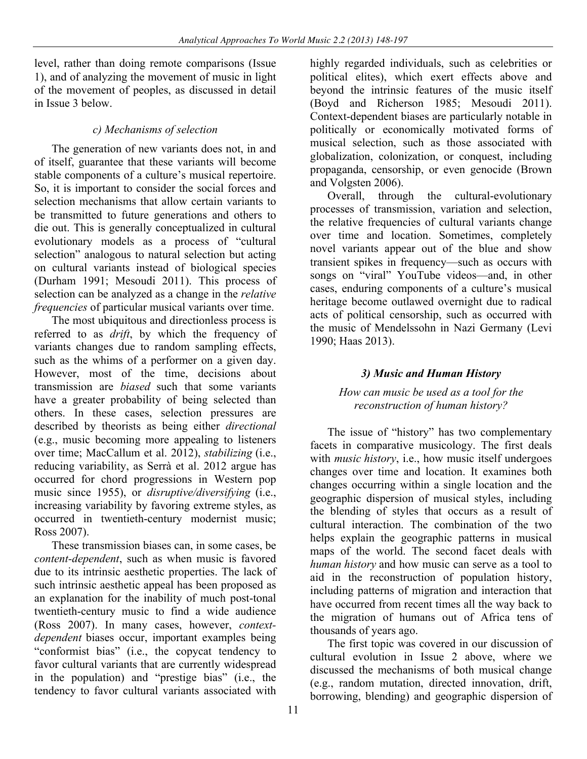level, rather than doing remote comparisons (Issue 1), and of analyzing the movement of music in light of the movement of peoples, as discussed in detail in Issue 3 below.

### *c) Mechanisms of selection*

The generation of new variants does not, in and of itself, guarantee that these variants will become stable components of a culture's musical repertoire. So, it is important to consider the social forces and selection mechanisms that allow certain variants to be transmitted to future generations and others to die out. This is generally conceptualized in cultural evolutionary models as a process of "cultural selection" analogous to natural selection but acting on cultural variants instead of biological species (Durham 1991; Mesoudi 2011). This process of selection can be analyzed as a change in the *relative frequencies* of particular musical variants over time.

The most ubiquitous and directionless process is referred to as *drift*, by which the frequency of variants changes due to random sampling effects, such as the whims of a performer on a given day. However, most of the time, decisions about transmission are *biased* such that some variants have a greater probability of being selected than others. In these cases, selection pressures are described by theorists as being either *directional* (e.g., music becoming more appealing to listeners over time; MacCallum et al. 2012), *stabilizing* (i.e., reducing variability, as Serrà et al. 2012 argue has occurred for chord progressions in Western pop music since 1955), or *disruptive/diversifying* (i.e., increasing variability by favoring extreme styles, as occurred in twentieth-century modernist music; Ross 2007).

These transmission biases can, in some cases, be *content-dependent*, such as when music is favored due to its intrinsic aesthetic properties. The lack of such intrinsic aesthetic appeal has been proposed as an explanation for the inability of much post-tonal twentieth-century music to find a wide audience (Ross 2007). In many cases, however, *context-dependent* biases occur, important examples being "conformist bias" (i.e., the copycat tendency to favor cultural variants that are currently widespread in the population) and "prestige bias" (i.e., the tendency to favor cultural variants associated with highly regarded individuals, such as celebrities or political elites), which exert effects above and beyond the intrinsic features of the music itself (Boyd and Richerson 1985; Mesoudi 2011). Context-dependent biases are particularly notable in politically or economically motivated forms of musical selection, such as those associated with globalization, colonization, or conquest, including propaganda, censorship, or even genocide (Brown and Volgsten 2006).

Overall, through the cultural-evolutionary processes of transmission, variation and selection, the relative frequencies of cultural variants change over time and location. Sometimes, completely novel variants appear out of the blue and show transient spikes in frequency—such as occurs with songs on "viral" YouTube videos—and, in other cases, enduring components of a culture's musical heritage become outlawed overnight due to radical acts of political censorship, such as occurred with the music of Mendelssohn in Nazi Germany (Levi 1990; Haas 2013).

## ***3) Music and Human History***

### *How can music be used as a tool for the reconstruction of human history?*

The issue of "history" has two complementary facets in comparative musicology. The first deals with *music history*, i.e., how music itself undergoes changes over time and location. It examines both changes occurring within a single location and the geographic dispersion of musical styles, including the blending of styles that occurs as a result of cultural interaction. The combination of the two helps explain the geographic patterns in musical maps of the world. The second facet deals with *human history* and how music can serve as a tool to aid in the reconstruction of population history, including patterns of migration and interaction that have occurred from recent times all the way back to the migration of humans out of Africa tens of thousands of years ago.

The first topic was covered in our discussion of cultural evolution in Issue 2 above, where we discussed the mechanisms of both musical change (e.g., random mutation, directed innovation, drift, borrowing, blending) and geographic dispersion of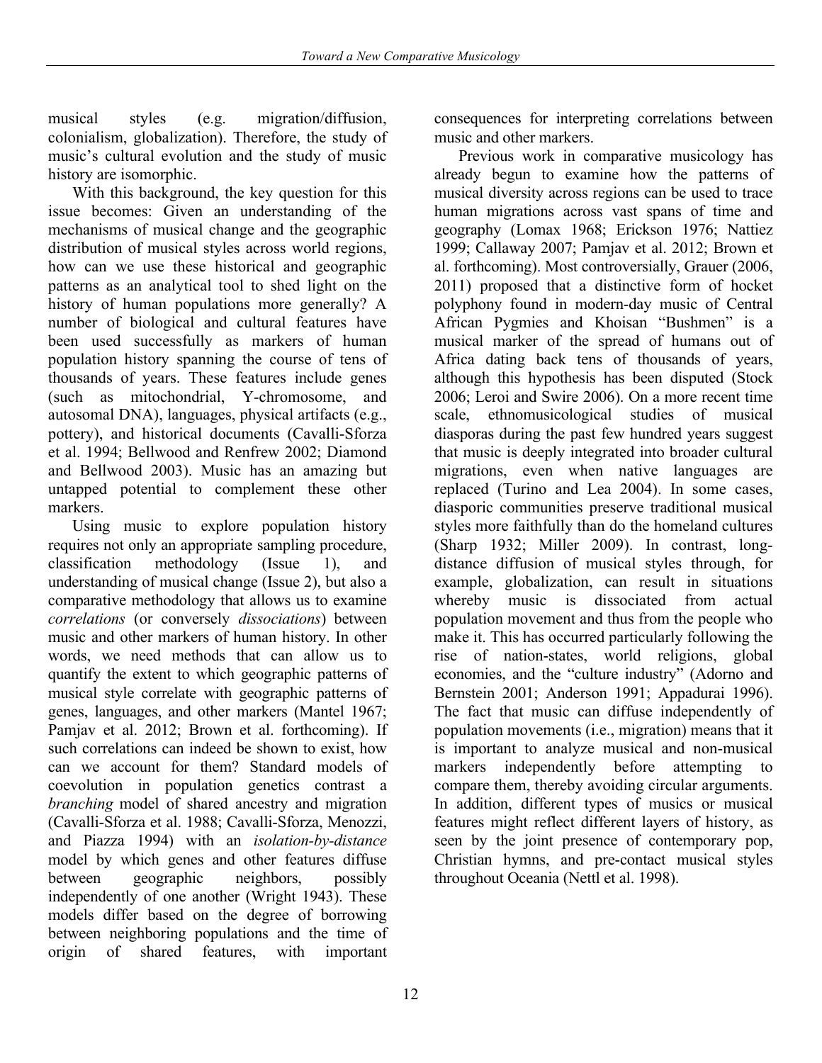musical styles (e.g. migration/diffusion, colonialism, globalization). Therefore, the study of music's cultural evolution and the study of music history are isomorphic.

With this background, the key question for this issue becomes: Given an understanding of the mechanisms of musical change and the geographic distribution of musical styles across world regions, how can we use these historical and geographic patterns as an analytical tool to shed light on the history of human populations more generally? A number of biological and cultural features have been used successfully as markers of human population history spanning the course of tens of thousands of years. These features include genes (such as mitochondrial, Y-chromosome, and autosomal DNA), languages, physical artifacts (e.g., pottery), and historical documents (Cavalli-Sforza et al. 1994; Bellwood and Renfrew 2002; Diamond and Bellwood 2003). Music has an amazing but untapped potential to complement these other markers.

Using music to explore population history requires not only an appropriate sampling procedure, classification methodology (Issue 1), and understanding of musical change (Issue 2), but also a comparative methodology that allows us to examine *correlations* (or conversely *dissociations*) between music and other markers of human history. In other words, we need methods that can allow us to quantify the extent to which geographic patterns of musical style correlate with geographic patterns of genes, languages, and other markers (Mantel 1967; Pamjav et al. 2012; Brown et al. forthcoming). If such correlations can indeed be shown to exist, how can we account for them? Standard models of coevolution in population genetics contrast a *branching* model of shared ancestry and migration (Cavalli-Sforza et al. 1988; Cavalli-Sforza, Menozzi, and Piazza 1994) with an *isolation-by-distance* model by which genes and other features diffuse between geographic neighbors, possibly independently of one another (Wright 1943). These models differ based on the degree of borrowing between neighboring populations and the time of origin of shared features, with important consequences for interpreting correlations between music and other markers.

Previous work in comparative musicology has already begun to examine how the patterns of musical diversity across regions can be used to trace human migrations across vast spans of time and geography (Lomax 1968; Erickson 1976; Nattiez 1999; Callaway 2007; Pamjav et al. 2012; Brown et al. forthcoming). Most controversially, Grauer (2006, 2011) proposed that a distinctive form of hocket polyphony found in modern-day music of Central African Pygmies and Khoisan "Bushmen" is a musical marker of the spread of humans out of Africa dating back tens of thousands of years, although this hypothesis has been disputed (Stock 2006; Leroi and Swire 2006). On a more recent time scale, ethnomusicological studies of musical diasporas during the past few hundred years suggest that music is deeply integrated into broader cultural migrations, even when native languages are replaced (Turino and Lea 2004). In some cases, diasporic communities preserve traditional musical styles more faithfully than do the homeland cultures (Sharp 1932; Miller 2009). In contrast, long-distance diffusion of musical styles through, for example, globalization, can result in situations whereby music is dissociated from actual population movement and thus from the people who make it. This has occurred particularly following the rise of nation-states, world religions, global economies, and the "culture industry" (Adorno and Bernstein 2001; Anderson 1991; Appadurai 1996). The fact that music can diffuse independently of population movements (i.e., migration) means that it is important to analyze musical and non-musical markers independently before attempting to compare them, thereby avoiding circular arguments. In addition, different types of musics or musical features might reflect different layers of history, as seen by the joint presence of contemporary pop, Christian hymns, and pre-contact musical styles throughout Oceania (Nettl et al. 1998).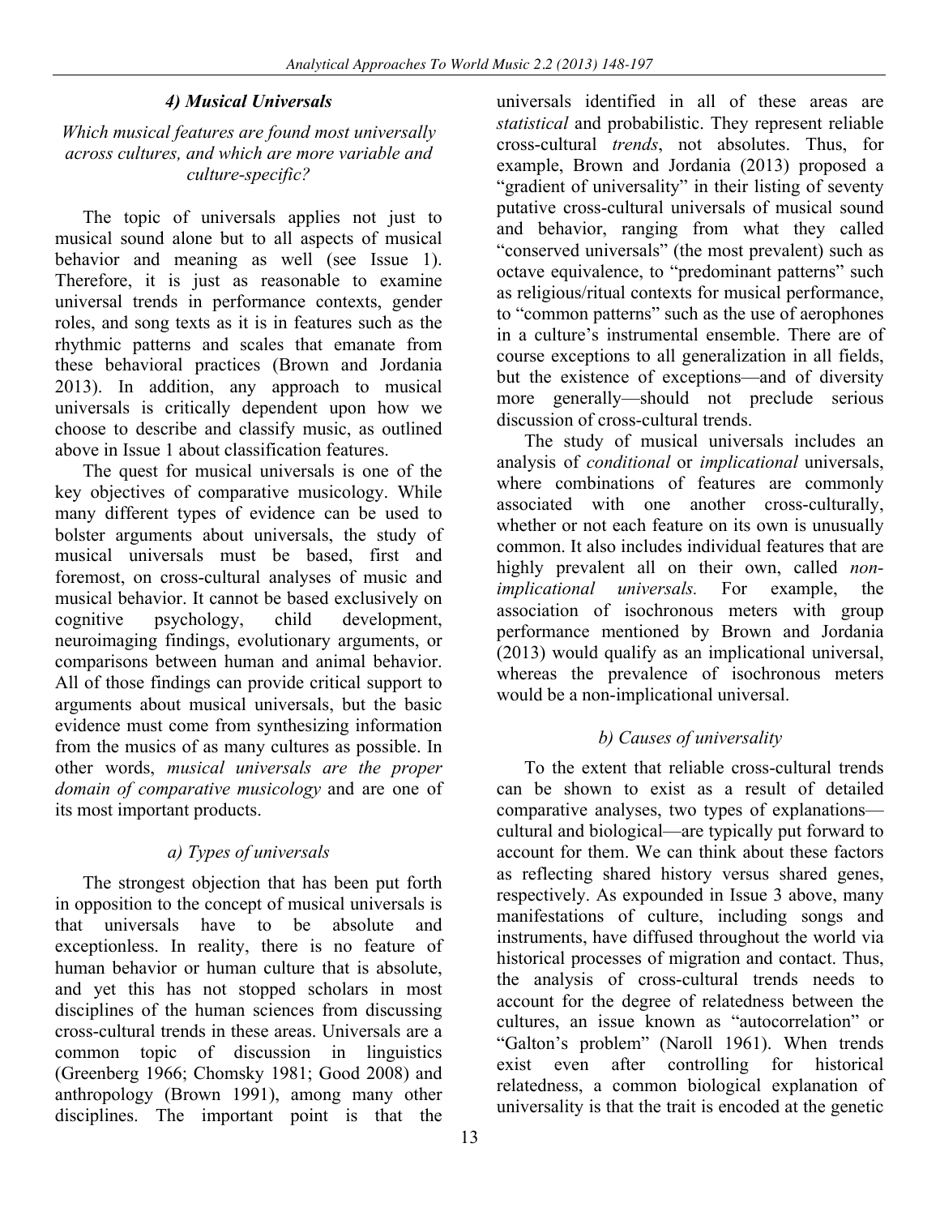### *4) Musical Universals*

*Which musical features are found most universally across cultures, and which are more variable and culture-specific?*

The topic of universals applies not just to musical sound alone but to all aspects of musical behavior and meaning as well (see Issue 1). Therefore, it is just as reasonable to examine universal trends in performance contexts, gender roles, and song texts as it is in features such as the rhythmic patterns and scales that emanate from these behavioral practices (Brown and Jordania 2013). In addition, any approach to musical universals is critically dependent upon how we choose to describe and classify music, as outlined above in Issue 1 about classification features.

The quest for musical universals is one of the key objectives of comparative musicology. While many different types of evidence can be used to bolster arguments about universals, the study of musical universals must be based, first and foremost, on cross-cultural analyses of music and musical behavior. It cannot be based exclusively on cognitive psychology, child development, neuroimaging findings, evolutionary arguments, or comparisons between human and animal behavior. All of those findings can provide critical support to arguments about musical universals, but the basic evidence must come from synthesizing information from the musics of as many cultures as possible. In other words, *musical universals are the proper domain of comparative musicology* and are one of its most important products.

#### *a) Types of universals*

The strongest objection that has been put forth in opposition to the concept of musical universals is that universals have to be absolute and exceptionless. In reality, there is no feature of human behavior or human culture that is absolute, and yet this has not stopped scholars in most disciplines of the human sciences from discussing cross-cultural trends in these areas. Universals are a common topic of discussion in linguistics (Greenberg 1966; Chomsky 1981; Good 2008) and anthropology (Brown 1991), among many other disciplines. The important point is that the universals identified in all of these areas are *statistical* and probabilistic. They represent reliable cross-cultural *trends*, not absolutes. Thus, for example, Brown and Jordania (2013) proposed a "gradient of universality" in their listing of seventy putative cross-cultural universals of musical sound and behavior, ranging from what they called "conserved universals" (the most prevalent) such as octave equivalence, to "predominant patterns" such as religious/ritual contexts for musical performance, to "common patterns" such as the use of aerophones in a culture's instrumental ensemble. There are of course exceptions to all generalization in all fields, but the existence of exceptions—and of diversity more generally—should not preclude serious discussion of cross-cultural trends.

The study of musical universals includes an analysis of *conditional* or *implicational* universals, where combinations of features are commonly associated with one another cross-culturally, whether or not each feature on its own is unusually common. It also includes individual features that are highly prevalent all on their own, called *non-implicational universals.* For example, the association of isochronous meters with group performance mentioned by Brown and Jordania (2013) would qualify as an implicational universal, whereas the prevalence of isochronous meters would be a non-implicational universal.

#### *b) Causes of universality*

To the extent that reliable cross-cultural trends can be shown to exist as a result of detailed comparative analyses, two types of explanations—cultural and biological—are typically put forward to account for them. We can think about these factors as reflecting shared history versus shared genes, respectively. As expounded in Issue 3 above, many manifestations of culture, including songs and instruments, have diffused throughout the world via historical processes of migration and contact. Thus, the analysis of cross-cultural trends needs to account for the degree of relatedness between the cultures, an issue known as "autocorrelation" or "Galton's problem" (Naroll 1961). When trends exist even after controlling for historical relatedness, a common biological explanation of universality is that the trait is encoded at the genetic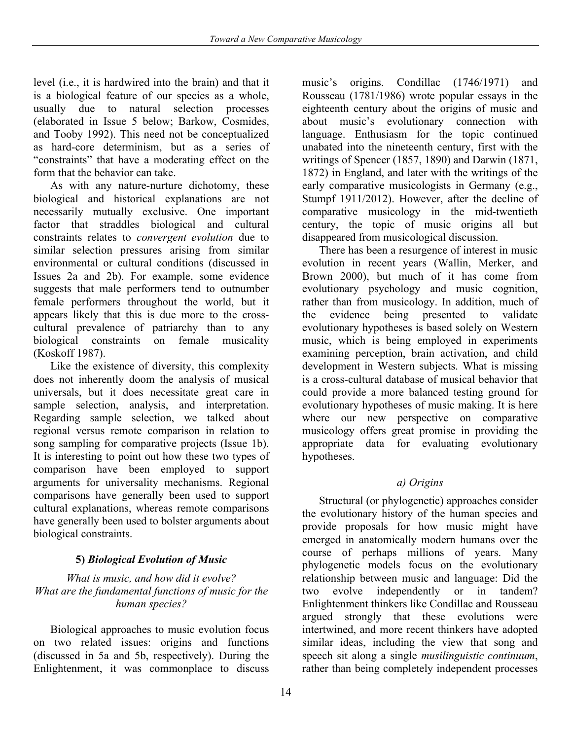level (i.e., it is hardwired into the brain) and that it is a biological feature of our species as a whole, usually due to natural selection processes (elaborated in Issue 5 below; Barkow, Cosmides, and Tooby 1992). This need not be conceptualized as hard-core determinism, but as a series of "constraints" that have a moderating effect on the form that the behavior can take.

As with any nature-nurture dichotomy, these biological and historical explanations are not necessarily mutually exclusive. One important factor that straddles biological and cultural constraints relates to *convergent evolution* due to similar selection pressures arising from similar environmental or cultural conditions (discussed in Issues 2a and 2b). For example, some evidence suggests that male performers tend to outnumber female performers throughout the world, but it appears likely that this is due more to the cross-cultural prevalence of patriarchy than to any biological constraints on female musicality (Koskoff 1987).

Like the existence of diversity, this complexity does not inherently doom the analysis of musical universals, but it does necessitate great care in sample selection, analysis, and interpretation. Regarding sample selection, we talked about regional versus remote comparison in relation to song sampling for comparative projects (Issue 1b). It is interesting to point out how these two types of comparison have been employed to support arguments for universality mechanisms. Regional comparisons have generally been used to support cultural explanations, whereas remote comparisons have generally been used to bolster arguments about biological constraints.

## 5) *Biological Evolution of Music*

*What is music, and how did it evolve?*
*What are the fundamental functions of music for the human species?*

Biological approaches to music evolution focus on two related issues: origins and functions (discussed in 5a and 5b, respectively). During the Enlightenment, it was commonplace to discuss music's origins. Condillac (1746/1971) and Rousseau (1781/1986) wrote popular essays in the eighteenth century about the origins of music and about music's evolutionary connection with language. Enthusiasm for the topic continued unabated into the nineteenth century, first with the writings of Spencer (1857, 1890) and Darwin (1871, 1872) in England, and later with the writings of the early comparative musicologists in Germany (e.g., Stumpf 1911/2012). However, after the decline of comparative musicology in the mid-twentieth century, the topic of music origins all but disappeared from musicological discussion.

There has been a resurgence of interest in music evolution in recent years (Wallin, Merker, and Brown 2000), but much of it has come from evolutionary psychology and music cognition, rather than from musicology. In addition, much of the evidence being presented to validate evolutionary hypotheses is based solely on Western music, which is being employed in experiments examining perception, brain activation, and child development in Western subjects. What is missing is a cross-cultural database of musical behavior that could provide a more balanced testing ground for evolutionary hypotheses of music making. It is here where our new perspective on comparative musicology offers great promise in providing the appropriate data for evaluating evolutionary hypotheses.

### *a) Origins*

Structural (or phylogenetic) approaches consider the evolutionary history of the human species and provide proposals for how music might have emerged in anatomically modern humans over the course of perhaps millions of years. Many phylogenetic models focus on the evolutionary relationship between music and language: Did the two evolve independently or in tandem? Enlightenment thinkers like Condillac and Rousseau argued strongly that these evolutions were intertwined, and more recent thinkers have adopted similar ideas, including the view that song and speech sit along a single *musilinguistic continuum*, rather than being completely independent processes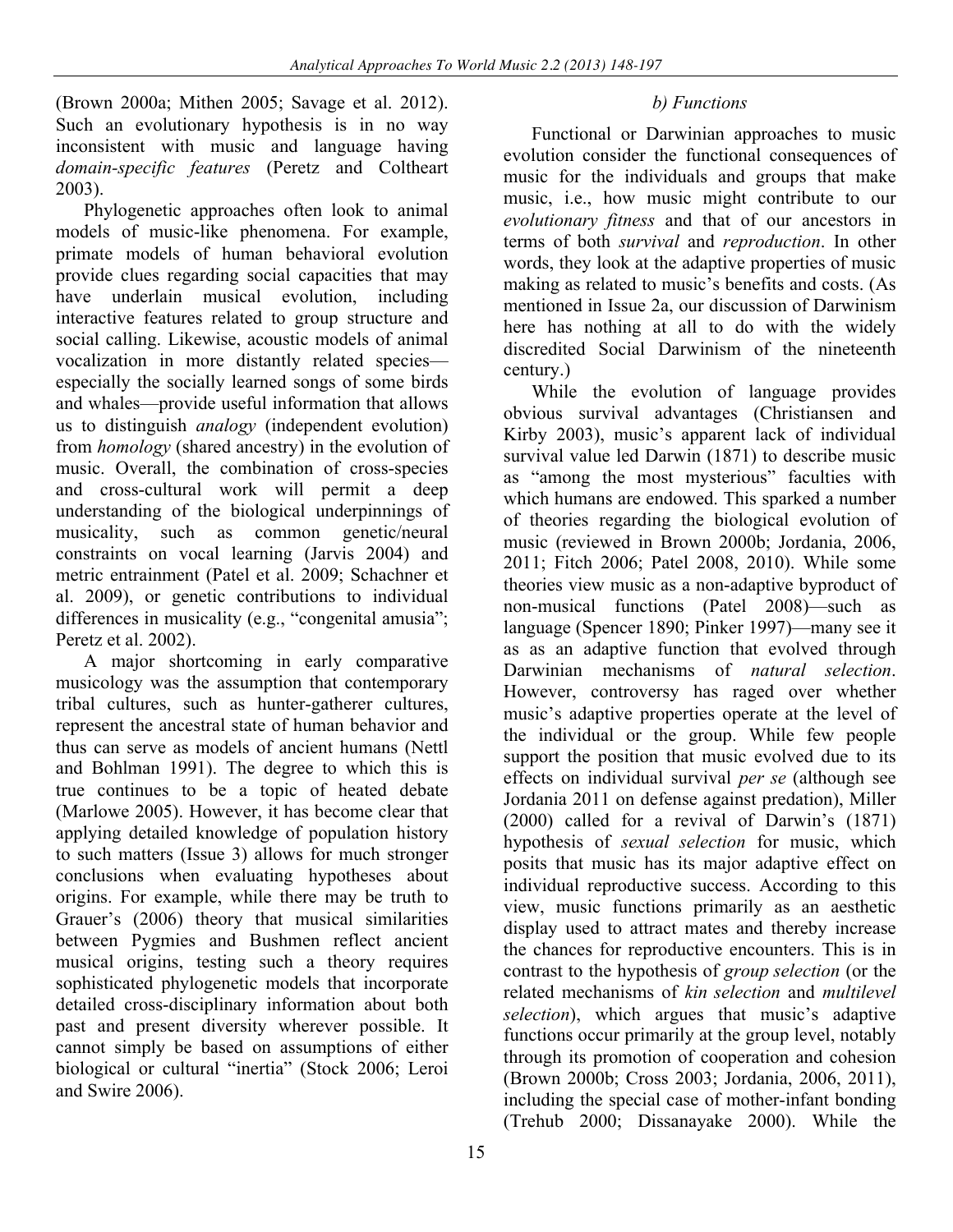(Brown 2000a; Mithen 2005; Savage et al. 2012). Such an evolutionary hypothesis is in no way inconsistent with music and language having *domain-specific features* (Peretz and Coltheart 2003).

Phylogenetic approaches often look to animal models of music-like phenomena. For example, primate models of human behavioral evolution provide clues regarding social capacities that may have underlain musical evolution, including interactive features related to group structure and social calling. Likewise, acoustic models of animal vocalization in more distantly related species—especially the socially learned songs of some birds and whales—provide useful information that allows us to distinguish *analogy* (independent evolution) from *homology* (shared ancestry) in the evolution of music. Overall, the combination of cross-species and cross-cultural work will permit a deep understanding of the biological underpinnings of musicality, such as common genetic/neural constraints on vocal learning (Jarvis 2004) and metric entrainment (Patel et al. 2009; Schachner et al. 2009), or genetic contributions to individual differences in musicality (e.g., "congenital amusia"; Peretz et al. 2002).

A major shortcoming in early comparative musicology was the assumption that contemporary tribal cultures, such as hunter-gatherer cultures, represent the ancestral state of human behavior and thus can serve as models of ancient humans (Nettl and Bohlman 1991). The degree to which this is true continues to be a topic of heated debate (Marlowe 2005). However, it has become clear that applying detailed knowledge of population history to such matters (Issue 3) allows for much stronger conclusions when evaluating hypotheses about origins. For example, while there may be truth to Grauer's (2006) theory that musical similarities between Pygmies and Bushmen reflect ancient musical origins, testing such a theory requires sophisticated phylogenetic models that incorporate detailed cross-disciplinary information about both past and present diversity wherever possible. It cannot simply be based on assumptions of either biological or cultural "inertia" (Stock 2006; Leroi and Swire 2006).

### *b) Functions*

Functional or Darwinian approaches to music evolution consider the functional consequences of music for the individuals and groups that make music, i.e., how music might contribute to our *evolutionary fitness* and that of our ancestors in terms of both *survival* and *reproduction*. In other words, they look at the adaptive properties of music making as related to music's benefits and costs. (As mentioned in Issue 2a, our discussion of Darwinism here has nothing at all to do with the widely discredited Social Darwinism of the nineteenth century.)

While the evolution of language provides obvious survival advantages (Christiansen and Kirby 2003), music's apparent lack of individual survival value led Darwin (1871) to describe music as "among the most mysterious" faculties with which humans are endowed. This sparked a number of theories regarding the biological evolution of music (reviewed in Brown 2000b; Jordania, 2006, 2011; Fitch 2006; Patel 2008, 2010). While some theories view music as a non-adaptive byproduct of non-musical functions (Patel 2008)—such as language (Spencer 1890; Pinker 1997)—many see it as as an adaptive function that evolved through Darwinian mechanisms of *natural selection*. However, controversy has raged over whether music's adaptive properties operate at the level of the individual or the group. While few people support the position that music evolved due to its effects on individual survival *per se* (although see Jordania 2011 on defense against predation), Miller (2000) called for a revival of Darwin's (1871) hypothesis of *sexual selection* for music, which posits that music has its major adaptive effect on individual reproductive success. According to this view, music functions primarily as an aesthetic display used to attract mates and thereby increase the chances for reproductive encounters. This is in contrast to the hypothesis of *group selection* (or the related mechanisms of *kin selection* and *multilevel selection*), which argues that music's adaptive functions occur primarily at the group level, notably through its promotion of cooperation and cohesion (Brown 2000b; Cross 2003; Jordania, 2006, 2011), including the special case of mother-infant bonding (Trehub 2000; Dissanayake 2000). While the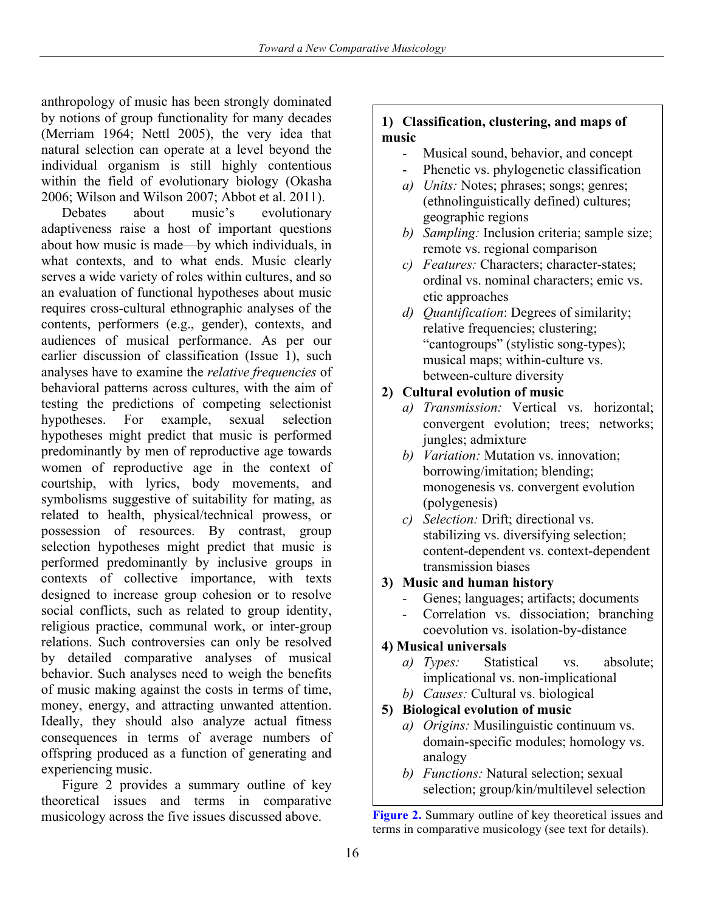anthropology of music has been strongly dominated by notions of group functionality for many decades (Merriam 1964; Nettl 2005), the very idea that natural selection can operate at a level beyond the individual organism is still highly contentious within the field of evolutionary biology (Okasha 2006; Wilson and Wilson 2007; Abbot et al. 2011).

Debates about music's evolutionary adaptiveness raise a host of important questions about how music is made—by which individuals, in what contexts, and to what ends. Music clearly serves a wide variety of roles within cultures, and so an evaluation of functional hypotheses about music requires cross-cultural ethnographic analyses of the contents, performers (e.g., gender), contexts, and audiences of musical performance. As per our earlier discussion of classification (Issue 1), such analyses have to examine the *relative frequencies* of behavioral patterns across cultures, with the aim of testing the predictions of competing selectionist hypotheses. For example, sexual selection hypotheses might predict that music is performed predominantly by men of reproductive age towards women of reproductive age in the context of courtship, with lyrics, body movements, and symbolisms suggestive of suitability for mating, as related to health, physical/technical prowess, or possession of resources. By contrast, group selection hypotheses might predict that music is performed predominantly by inclusive groups in contexts of collective importance, with texts designed to increase group cohesion or to resolve social conflicts, such as related to group identity, religious practice, communal work, or inter-group relations. Such controversies can only be resolved by detailed comparative analyses of musical behavior. Such analyses need to weigh the benefits of music making against the costs in terms of time, money, energy, and attracting unwanted attention. Ideally, they should also analyze actual fitness consequences in terms of average numbers of offspring produced as a function of generating and experiencing music.

Figure 2 provides a summary outline of key theoretical issues and terms in comparative musicology across the five issues discussed above.

**1) Classification, clustering, and maps of music**

- Musical sound, behavior, and concept
- Phenetic vs. phylogenetic classification

a) *Units:* Notes; phrases; songs; genres; (ethnolinguistically defined) cultures; geographic regions

b) *Sampling:* Inclusion criteria; sample size; remote vs. regional comparison

c) *Features:* Characters; character-states; ordinal vs. nominal characters; emic vs. etic approaches

d) *Quantification*: Degrees of similarity; relative frequencies; clustering; "cantogroups" (stylistic song-types); musical maps; within-culture vs. between-culture diversity

**2) Cultural evolution of music**

a) *Transmission:* Vertical vs. horizontal; convergent evolution; trees; networks; jungles; admixture

b) *Variation:* Mutation vs. innovation; borrowing/imitation; blending; monogenesis vs. convergent evolution (polygenesis)

c) *Selection:* Drift; directional vs. stabilizing vs. diversifying selection; content-dependent vs. context-dependent transmission biases

**3) Music and human history**

- Genes; languages; artifacts; documents
- Correlation vs. dissociation; branching coevolution vs. isolation-by-distance

**4) Musical universals**

a) *Types:* Statistical vs. absolute; implicational vs. non-implicational

b) *Causes:* Cultural vs. biological

**5) Biological evolution of music**

a) *Origins:* Musilinguistic continuum vs. domain-specific modules; homology vs. analogy

b) *Functions:* Natural selection; sexual selection; group/kin/multilevel selection

**Figure 2.** Summary outline of key theoretical issues and terms in comparative musicology (see text for details).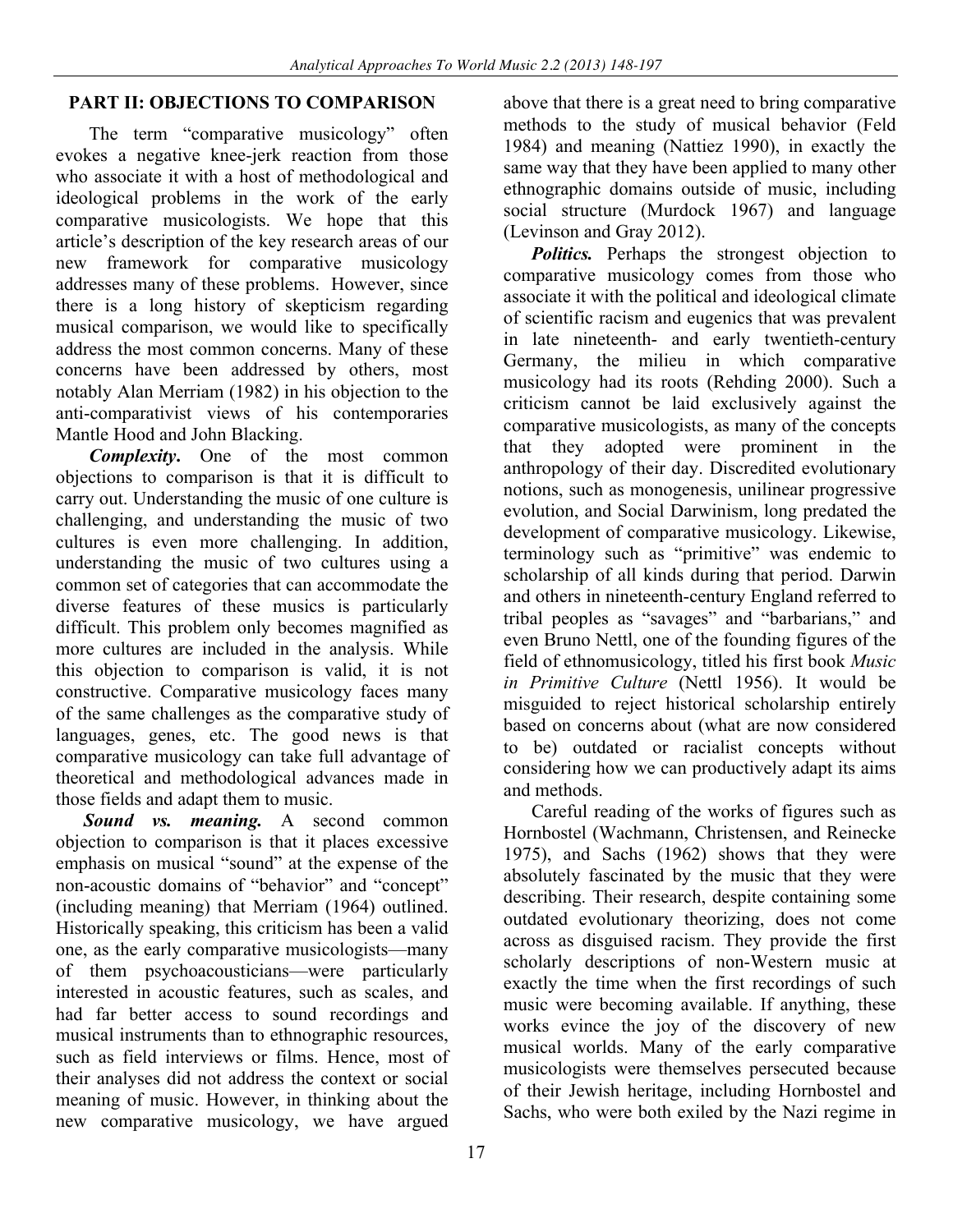## PART II: OBJECTIONS TO COMPARISON

The term "comparative musicology" often evokes a negative knee-jerk reaction from those who associate it with a host of methodological and ideological problems in the work of the early comparative musicologists. We hope that this article's description of the key research areas of our new framework for comparative musicology addresses many of these problems. However, since there is a long history of skepticism regarding musical comparison, we would like to specifically address the most common concerns. Many of these concerns have been addressed by others, most notably Alan Merriam (1982) in his objection to the anti-comparativist views of his contemporaries Mantle Hood and John Blacking.

***Complexity*.** One of the most common objections to comparison is that it is difficult to carry out. Understanding the music of one culture is challenging, and understanding the music of two cultures is even more challenging. In addition, understanding the music of two cultures using a common set of categories that can accommodate the diverse features of these musics is particularly difficult. This problem only becomes magnified as more cultures are included in the analysis. While this objection to comparison is valid, it is not constructive. Comparative musicology faces many of the same challenges as the comparative study of languages, genes, etc. The good news is that comparative musicology can take full advantage of theoretical and methodological advances made in those fields and adapt them to music.

***Sound vs. meaning.*** A second common objection to comparison is that it places excessive emphasis on musical "sound" at the expense of the non-acoustic domains of "behavior" and "concept" (including meaning) that Merriam (1964) outlined. Historically speaking, this criticism has been a valid one, as the early comparative musicologists—many of them psychoacousticians—were particularly interested in acoustic features, such as scales, and had far better access to sound recordings and musical instruments than to ethnographic resources, such as field interviews or films. Hence, most of their analyses did not address the context or social meaning of music. However, in thinking about the new comparative musicology, we have argued above that there is a great need to bring comparative methods to the study of musical behavior (Feld 1984) and meaning (Nattiez 1990), in exactly the same way that they have been applied to many other ethnographic domains outside of music, including social structure (Murdock 1967) and language (Levinson and Gray 2012).

***Politics.*** Perhaps the strongest objection to comparative musicology comes from those who associate it with the political and ideological climate of scientific racism and eugenics that was prevalent in late nineteenth- and early twentieth-century Germany, the milieu in which comparative musicology had its roots (Rehding 2000). Such a criticism cannot be laid exclusively against the comparative musicologists, as many of the concepts that they adopted were prominent in the anthropology of their day. Discredited evolutionary notions, such as monogenesis, unilinear progressive evolution, and Social Darwinism, long predated the development of comparative musicology. Likewise, terminology such as "primitive" was endemic to scholarship of all kinds during that period. Darwin and others in nineteenth-century England referred to tribal peoples as "savages" and "barbarians," and even Bruno Nettl, one of the founding figures of the field of ethnomusicology, titled his first book *Music in Primitive Culture* (Nettl 1956). It would be misguided to reject historical scholarship entirely based on concerns about (what are now considered to be) outdated or racialist concepts without considering how we can productively adapt its aims and methods.

Careful reading of the works of figures such as Hornbostel (Wachmann, Christensen, and Reinecke 1975), and Sachs (1962) shows that they were absolutely fascinated by the music that they were describing. Their research, despite containing some outdated evolutionary theorizing, does not come across as disguised racism. They provide the first scholarly descriptions of non-Western music at exactly the time when the first recordings of such music were becoming available. If anything, these works evince the joy of the discovery of new musical worlds. Many of the early comparative musicologists were themselves persecuted because of their Jewish heritage, including Hornbostel and Sachs, who were both exiled by the Nazi regime in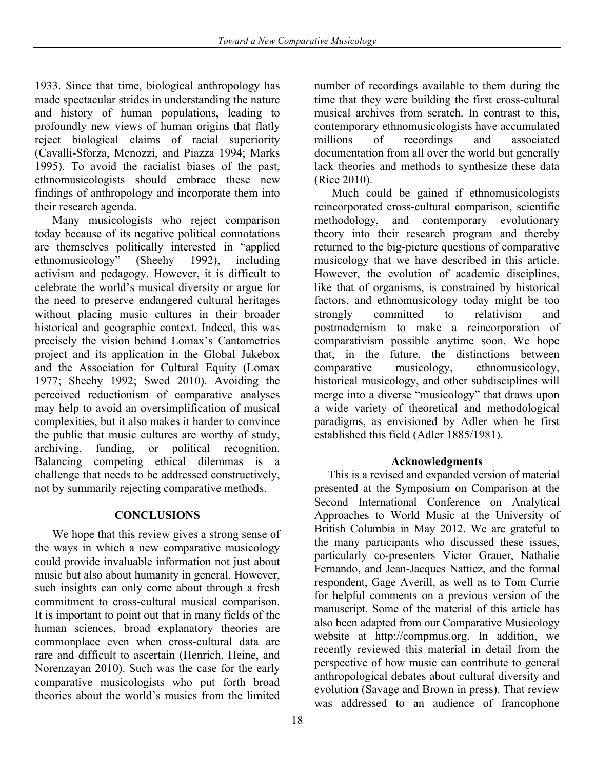1933. Since that time, biological anthropology has made spectacular strides in understanding the nature and history of human populations, leading to profoundly new views of human origins that flatly reject biological claims of racial superiority (Cavalli-Sforza, Menozzi, and Piazza 1994; Marks 1995). To avoid the racialist biases of the past, ethnomusicologists should embrace these new findings of anthropology and incorporate them into their research agenda.

Many musicologists who reject comparison today because of its negative political connotations are themselves politically interested in "applied ethnomusicology" (Sheehy 1992), including activism and pedagogy. However, it is difficult to celebrate the world's musical diversity or argue for the need to preserve endangered cultural heritages without placing music cultures in their broader historical and geographic context. Indeed, this was precisely the vision behind Lomax's Cantometrics project and its application in the Global Jukebox and the Association for Cultural Equity (Lomax 1977; Sheehy 1992; Swed 2010). Avoiding the perceived reductionism of comparative analyses may help to avoid an oversimplification of musical complexities, but it also makes it harder to convince the public that music cultures are worthy of study, archiving, funding, or political recognition. Balancing competing ethical dilemmas is a challenge that needs to be addressed constructively, not by summarily rejecting comparative methods.

## CONCLUSIONS

We hope that this review gives a strong sense of the ways in which a new comparative musicology could provide invaluable information not just about music but also about humanity in general. However, such insights can only come about through a fresh commitment to cross-cultural musical comparison. It is important to point out that in many fields of the human sciences, broad explanatory theories are commonplace even when cross-cultural data are rare and difficult to ascertain (Henrich, Heine, and Norenzayan 2010). Such was the case for the early comparative musicologists who put forth broad theories about the world's musics from the limited number of recordings available to them during the time that they were building the first cross-cultural musical archives from scratch. In contrast to this, contemporary ethnomusicologists have accumulated millions of recordings and associated documentation from all over the world but generally lack theories and methods to synthesize these data (Rice 2010).

Much could be gained if ethnomusicologists reincorporated cross-cultural comparison, scientific methodology, and contemporary evolutionary theory into their research program and thereby returned to the big-picture questions of comparative musicology that we have described in this article. However, the evolution of academic disciplines, like that of organisms, is constrained by historical factors, and ethnomusicology today might be too strongly committed to relativism and postmodernism to make a reincorporation of comparativism possible anytime soon. We hope that, in the future, the distinctions between comparative musicology, ethnomusicology, historical musicology, and other subdisciplines will merge into a diverse "musicology" that draws upon a wide variety of theoretical and methodological paradigms, as envisioned by Adler when he first established this field (Adler 1885/1981).

### Acknowledgments

This is a revised and expanded version of material presented at the Symposium on Comparison at the Second International Conference on Analytical Approaches to World Music at the University of British Columbia in May 2012. We are grateful to the many participants who discussed these issues, particularly co-presenters Victor Grauer, Nathalie Fernando, and Jean-Jacques Nattiez, and the formal respondent, Gage Averill, as well as to Tom Currie for helpful comments on a previous version of the manuscript. Some of the material of this article has also been adapted from our Comparative Musicology website at http://compmus.org. In addition, we recently reviewed this material in detail from the perspective of how music can contribute to general anthropological debates about cultural diversity and evolution (Savage and Brown in press). That review was addressed to an audience of francophone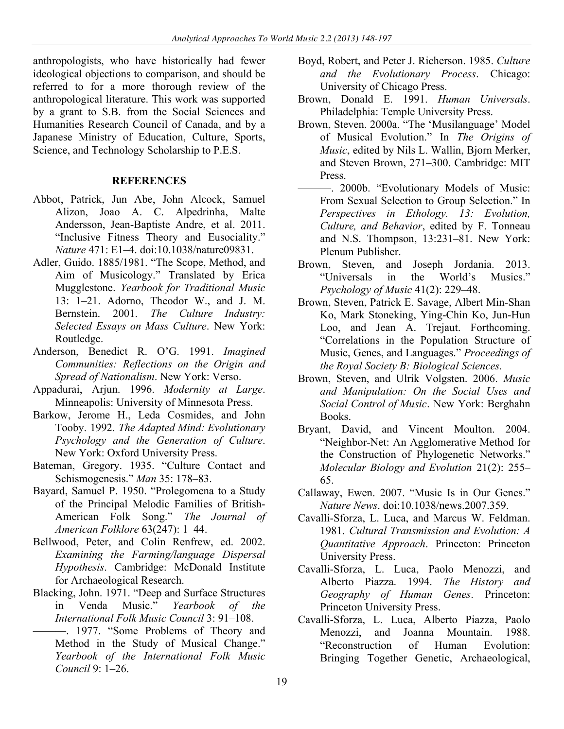anthropologists, who have historically had fewer ideological objections to comparison, and should be referred to for a more thorough review of the anthropological literature. This work was supported by a grant to S.B. from the Social Sciences and Humanities Research Council of Canada, and by a Japanese Ministry of Education, Culture, Sports, Science, and Technology Scholarship to P.E.S.

## REFERENCES

Abbot, Patrick, Jun Abe, John Alcock, Samuel Alizon, Joao A. C. Alpedrinha, Malte Andersson, Jean-Baptiste Andre, et al. 2011. "Inclusive Fitness Theory and Eusociality." *Nature* 471: E1–4. doi:10.1038/nature09831.

Adler, Guido. 1885/1981. "The Scope, Method, and Aim of Musicology." Translated by Erica Mugglestone. *Yearbook for Traditional Music* 13: 1–21. Adorno, Theodor W., and J. M. Bernstein. 2001. *The Culture Industry: Selected Essays on Mass Culture*. New York: Routledge.

Anderson, Benedict R. O'G. 1991. *Imagined Communities: Reflections on the Origin and Spread of Nationalism*. New York: Verso.

Appadurai, Arjun. 1996. *Modernity at Large*. Minneapolis: University of Minnesota Press.

Barkow, Jerome H., Leda Cosmides, and John Tooby. 1992. *The Adapted Mind: Evolutionary Psychology and the Generation of Culture*. New York: Oxford University Press.

Bateman, Gregory. 1935. "Culture Contact and Schismogenesis." *Man* 35: 178–83.

Bayard, Samuel P. 1950. "Prolegomena to a Study of the Principal Melodic Families of British-American Folk Song." *The Journal of American Folklore* 63(247): 1–44.

Bellwood, Peter, and Colin Renfrew, ed. 2002. *Examining the Farming/language Dispersal Hypothesis*. Cambridge: McDonald Institute for Archaeological Research.

Blacking, John. 1971. "Deep and Surface Structures in Venda Music." *Yearbook of the International Folk Music Council* 3: 91–108.

———. 1977. "Some Problems of Theory and Method in the Study of Musical Change." *Yearbook of the International Folk Music Council* 9: 1–26.

Boyd, Robert, and Peter J. Richerson. 1985. *Culture and the Evolutionary Process*. Chicago: University of Chicago Press.

Brown, Donald E. 1991. *Human Universals*. Philadelphia: Temple University Press.

Brown, Steven. 2000a. "The 'Musilanguage' Model of Musical Evolution." In *The Origins of Music*, edited by Nils L. Wallin, Bjorn Merker, and Steven Brown, 271–300. Cambridge: MIT Press.

———. 2000b. "Evolutionary Models of Music: From Sexual Selection to Group Selection." In *Perspectives in Ethology. 13: Evolution, Culture, and Behavior*, edited by F. Tonneau and N.S. Thompson, 13:231–81. New York: Plenum Publisher.

Brown, Steven, and Joseph Jordania. 2013. "Universals in the World's Musics." *Psychology of Music* 41(2): 229–48.

Brown, Steven, Patrick E. Savage, Albert Min-Shan Ko, Mark Stoneking, Ying-Chin Ko, Jun-Hun Loo, and Jean A. Trejaut. Forthcoming. "Correlations in the Population Structure of Music, Genes, and Languages." *Proceedings of the Royal Society B: Biological Sciences.*

Brown, Steven, and Ulrik Volgsten. 2006. *Music and Manipulation: On the Social Uses and Social Control of Music*. New York: Berghahn Books.

Bryant, David, and Vincent Moulton. 2004. "Neighbor-Net: An Agglomerative Method for the Construction of Phylogenetic Networks." *Molecular Biology and Evolution* 21(2): 255–65.

Callaway, Ewen. 2007. "Music Is in Our Genes." *Nature News*. doi:10.1038/news.2007.359.

Cavalli-Sforza, L. Luca, and Marcus W. Feldman. 1981. *Cultural Transmission and Evolution: A Quantitative Approach*. Princeton: Princeton University Press.

Cavalli-Sforza, L. Luca, Paolo Menozzi, and Alberto Piazza. 1994. *The History and Geography of Human Genes*. Princeton: Princeton University Press.

Cavalli-Sforza, L. Luca, Alberto Piazza, Paolo Menozzi, and Joanna Mountain. 1988. "Reconstruction of Human Evolution: Bringing Together Genetic, Archaeological,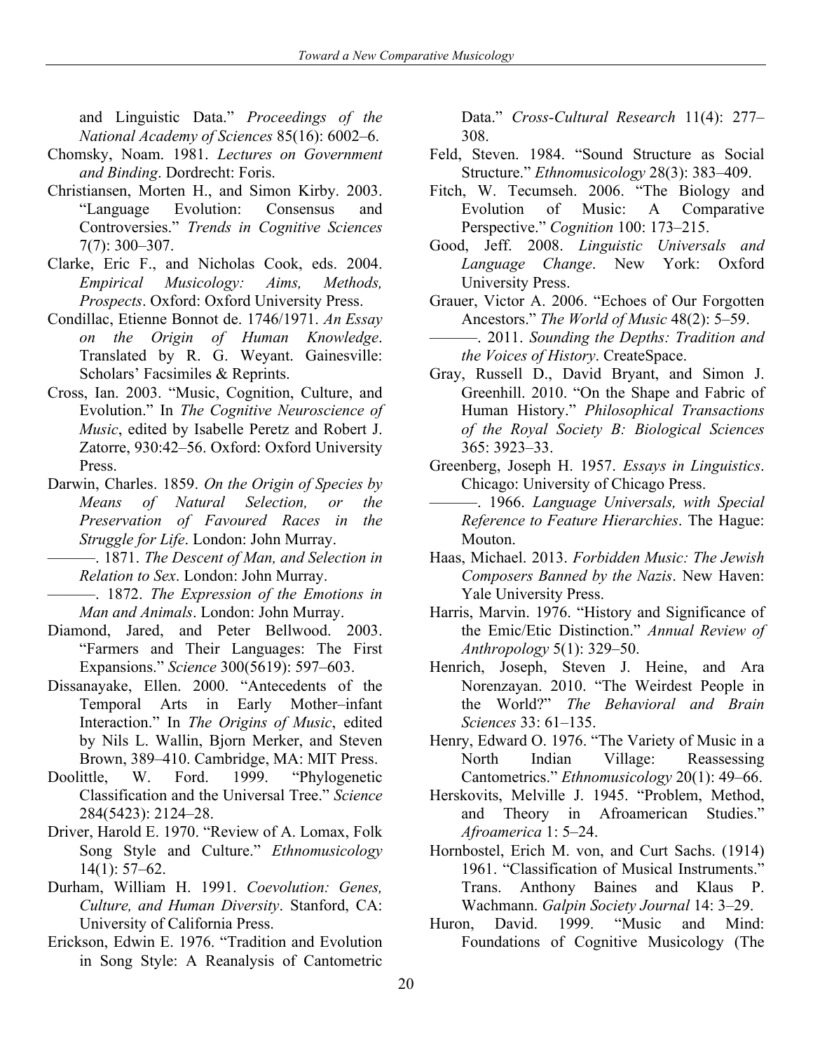and Linguistic Data." *Proceedings of the National Academy of Sciences* 85(16): 6002–6.

Chomsky, Noam. 1981. *Lectures on Government and Binding*. Dordrecht: Foris.

Christiansen, Morten H., and Simon Kirby. 2003. "Language Evolution: Consensus and Controversies." *Trends in Cognitive Sciences* 7(7): 300–307.

Clarke, Eric F., and Nicholas Cook, eds. 2004. *Empirical Musicology: Aims, Methods, Prospects*. Oxford: Oxford University Press.

Condillac, Etienne Bonnot de. 1746/1971. *An Essay on the Origin of Human Knowledge*. Translated by R. G. Weyant. Gainesville: Scholars' Facsimiles & Reprints.

Cross, Ian. 2003. "Music, Cognition, Culture, and Evolution." In *The Cognitive Neuroscience of Music*, edited by Isabelle Peretz and Robert J. Zatorre, 930:42–56. Oxford: Oxford University Press.

Darwin, Charles. 1859. *On the Origin of Species by Means of Natural Selection, or the Preservation of Favoured Races in the Struggle for Life*. London: John Murray.

———. 1871. *The Descent of Man, and Selection in Relation to Sex*. London: John Murray.

———. 1872. *The Expression of the Emotions in Man and Animals*. London: John Murray.

Diamond, Jared, and Peter Bellwood. 2003. "Farmers and Their Languages: The First Expansions." *Science* 300(5619): 597–603.

Dissanayake, Ellen. 2000. "Antecedents of the Temporal Arts in Early Mother–infant Interaction." In *The Origins of Music*, edited by Nils L. Wallin, Bjorn Merker, and Steven Brown, 389–410. Cambridge, MA: MIT Press.

Doolittle, W. Ford. 1999. "Phylogenetic Classification and the Universal Tree." *Science* 284(5423): 2124–28.

Driver, Harold E. 1970. "Review of A. Lomax, Folk Song Style and Culture." *Ethnomusicology* 14(1): 57–62.

Durham, William H. 1991. *Coevolution: Genes, Culture, and Human Diversity*. Stanford, CA: University of California Press.

Erickson, Edwin E. 1976. "Tradition and Evolution in Song Style: A Reanalysis of Cantometric Data." *Cross-Cultural Research* 11(4): 277–308.

Feld, Steven. 1984. "Sound Structure as Social Structure." *Ethnomusicology* 28(3): 383–409.

Fitch, W. Tecumseh. 2006. "The Biology and Evolution of Music: A Comparative Perspective." *Cognition* 100: 173–215.

Good, Jeff. 2008. *Linguistic Universals and Language Change*. New York: Oxford University Press.

Grauer, Victor A. 2006. "Echoes of Our Forgotten Ancestors." *The World of Music* 48(2): 5–59.

———. 2011. *Sounding the Depths: Tradition and the Voices of History*. CreateSpace.

Gray, Russell D., David Bryant, and Simon J. Greenhill. 2010. "On the Shape and Fabric of Human History." *Philosophical Transactions of the Royal Society B: Biological Sciences* 365: 3923–33.

Greenberg, Joseph H. 1957. *Essays in Linguistics*. Chicago: University of Chicago Press.

———. 1966. *Language Universals, with Special Reference to Feature Hierarchies*. The Hague: Mouton.

Haas, Michael. 2013. *Forbidden Music: The Jewish Composers Banned by the Nazis*. New Haven: Yale University Press.

Harris, Marvin. 1976. "History and Significance of the Emic/Etic Distinction." *Annual Review of Anthropology* 5(1): 329–50.

Henrich, Joseph, Steven J. Heine, and Ara Norenzayan. 2010. "The Weirdest People in the World?" *The Behavioral and Brain Sciences* 33: 61–135.

Henry, Edward O. 1976. "The Variety of Music in a North Indian Village: Reassessing Cantometrics." *Ethnomusicology* 20(1): 49–66.

Herskovits, Melville J. 1945. "Problem, Method, and Theory in Afroamerican Studies." *Afroamerica* 1: 5–24.

Hornbostel, Erich M. von, and Curt Sachs. (1914) 1961. "Classification of Musical Instruments." Trans. Anthony Baines and Klaus P. Wachmann. *Galpin Society Journal* 14: 3–29.

Huron, David. 1999. "Music and Mind: Foundations of Cognitive Musicology (The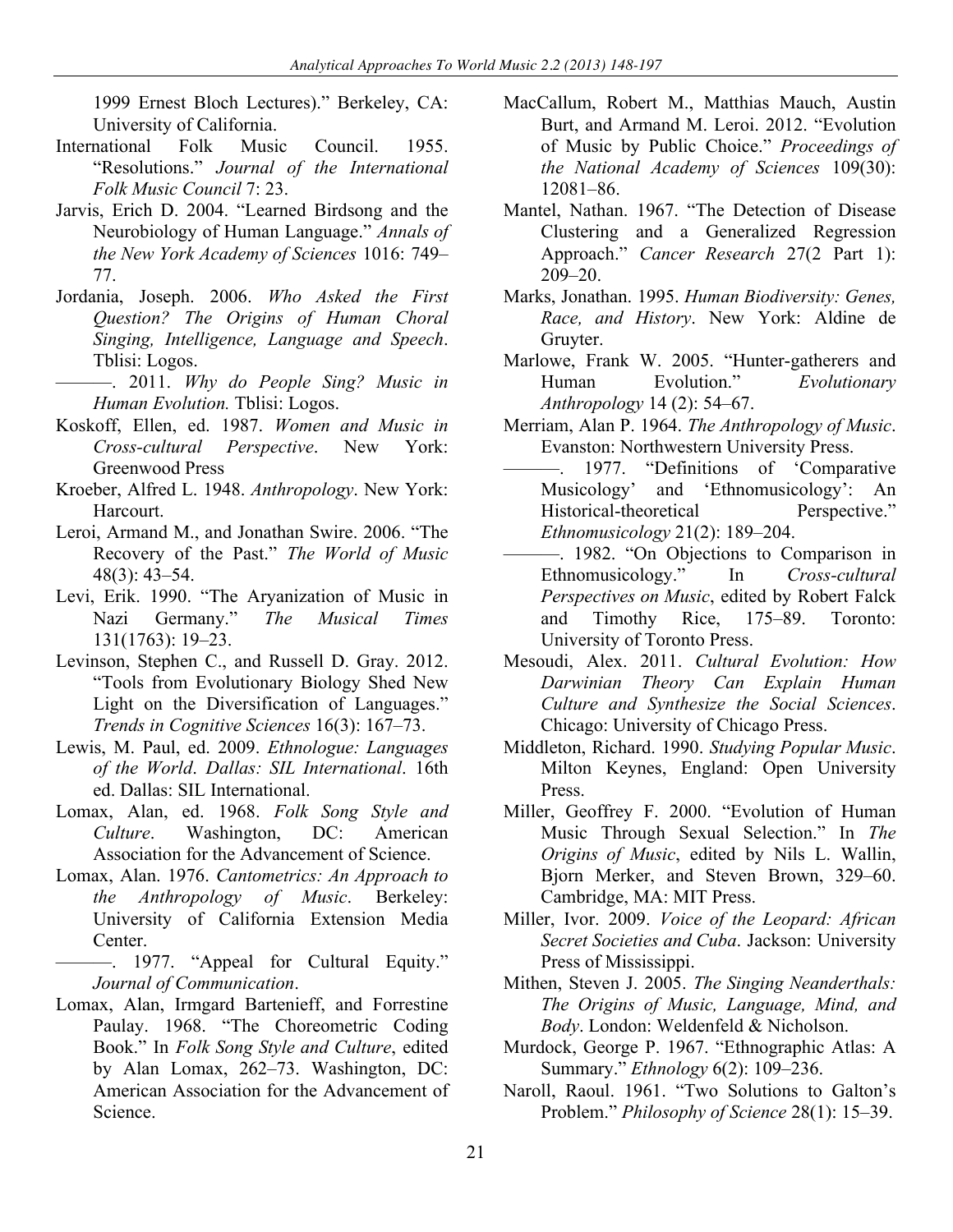1999 Ernest Bloch Lectures)." Berkeley, CA: University of California.

International Folk Music Council. 1955. "Resolutions." *Journal of the International Folk Music Council* 7: 23.

Jarvis, Erich D. 2004. "Learned Birdsong and the Neurobiology of Human Language." *Annals of the New York Academy of Sciences* 1016: 749–77.

Jordania, Joseph. 2006. *Who Asked the First Question? The Origins of Human Choral Singing, Intelligence, Language and Speech*. Tblisi: Logos.

———. 2011. *Why do People Sing? Music in Human Evolution.* Tblisi: Logos.

Koskoff, Ellen, ed. 1987. *Women and Music in Cross-cultural Perspective*. New York: Greenwood Press

Kroeber, Alfred L. 1948. *Anthropology*. New York: Harcourt.

Leroi, Armand M., and Jonathan Swire. 2006. "The Recovery of the Past." *The World of Music* 48(3): 43–54.

Levi, Erik. 1990. "The Aryanization of Music in Nazi Germany." *The Musical Times* 131(1763): 19–23.

Levinson, Stephen C., and Russell D. Gray. 2012. "Tools from Evolutionary Biology Shed New Light on the Diversification of Languages." *Trends in Cognitive Sciences* 16(3): 167–73.

Lewis, M. Paul, ed. 2009. *Ethnologue: Languages of the World*. *Dallas: SIL International*. 16th ed. Dallas: SIL International.

Lomax, Alan, ed. 1968. *Folk Song Style and Culture*. Washington, DC: American Association for the Advancement of Science.

Lomax, Alan. 1976. *Cantometrics: An Approach to the Anthropology of Music*. Berkeley: University of California Extension Media Center.

———. 1977. "Appeal for Cultural Equity." *Journal of Communication*.

Lomax, Alan, Irmgard Bartenieff, and Forrestine Paulay. 1968. "The Choreometric Coding Book." In *Folk Song Style and Culture*, edited by Alan Lomax, 262–73. Washington, DC: American Association for the Advancement of Science.

MacCallum, Robert M., Matthias Mauch, Austin Burt, and Armand M. Leroi. 2012. "Evolution of Music by Public Choice." *Proceedings of the National Academy of Sciences* 109(30): 12081–86.

Mantel, Nathan. 1967. "The Detection of Disease Clustering and a Generalized Regression Approach." *Cancer Research* 27(2 Part 1): 209–20.

Marks, Jonathan. 1995. *Human Biodiversity: Genes, Race, and History*. New York: Aldine de Gruyter.

Marlowe, Frank W. 2005. "Hunter-gatherers and Human Evolution." *Evolutionary Anthropology* 14 (2): 54–67.

Merriam, Alan P. 1964. *The Anthropology of Music*. Evanston: Northwestern University Press.

———. 1977. "Definitions of 'Comparative Musicology' and 'Ethnomusicology': An Historical-theoretical Perspective." *Ethnomusicology* 21(2): 189–204.

———. 1982. "On Objections to Comparison in Ethnomusicology." In *Cross-cultural Perspectives on Music*, edited by Robert Falck and Timothy Rice, 175–89. Toronto: University of Toronto Press.

Mesoudi, Alex. 2011. *Cultural Evolution: How Darwinian Theory Can Explain Human Culture and Synthesize the Social Sciences*. Chicago: University of Chicago Press.

Middleton, Richard. 1990. *Studying Popular Music*. Milton Keynes, England: Open University Press.

Miller, Geoffrey F. 2000. "Evolution of Human Music Through Sexual Selection." In *The Origins of Music*, edited by Nils L. Wallin, Bjorn Merker, and Steven Brown, 329–60. Cambridge, MA: MIT Press.

Miller, Ivor. 2009. *Voice of the Leopard: African Secret Societies and Cuba*. Jackson: University Press of Mississippi.

Mithen, Steven J. 2005. *The Singing Neanderthals: The Origins of Music, Language, Mind, and Body*. London: Weldenfeld & Nicholson.

Murdock, George P. 1967. "Ethnographic Atlas: A Summary." *Ethnology* 6(2): 109–236.

Naroll, Raoul. 1961. "Two Solutions to Galton's Problem." *Philosophy of Science* 28(1): 15–39.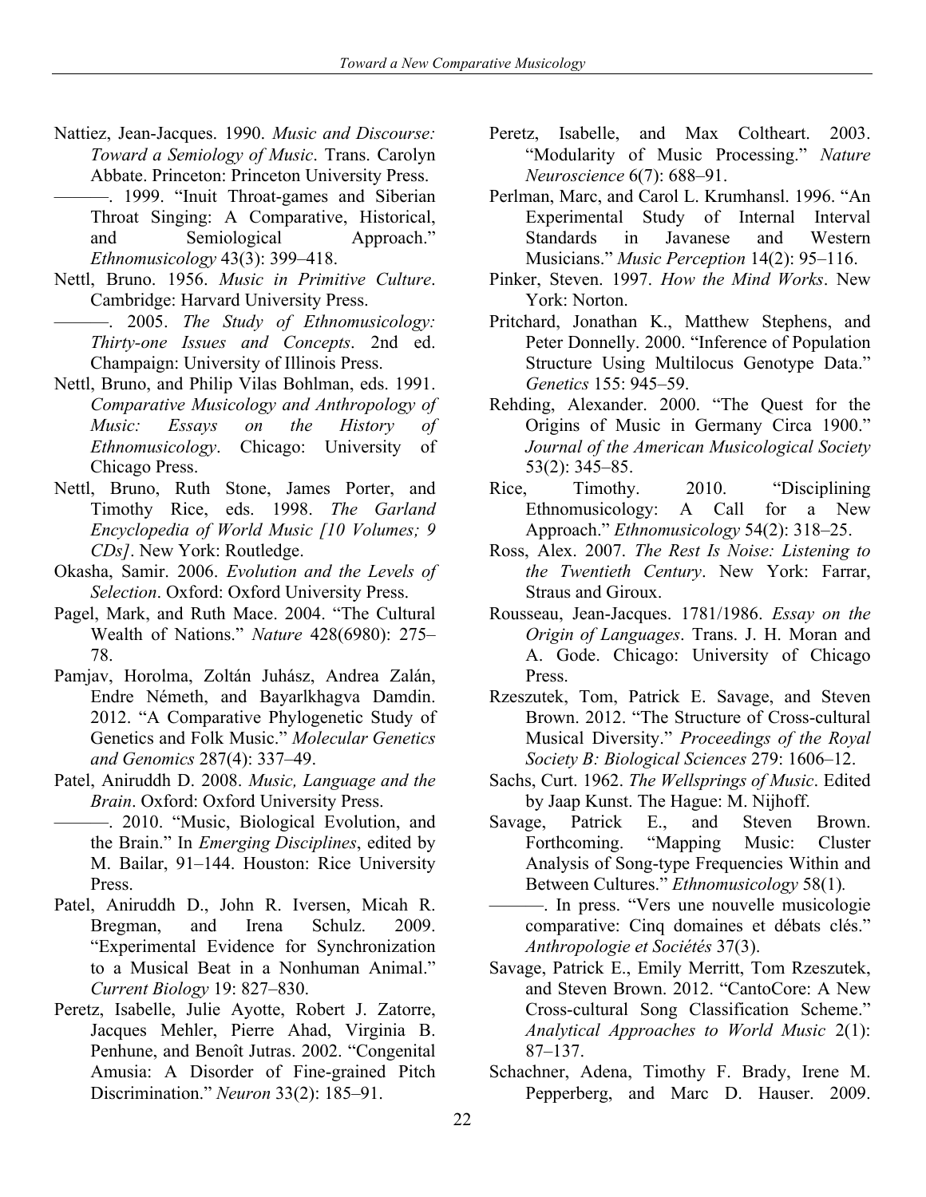Nattiez, Jean-Jacques. 1990. *Music and Discourse: Toward a Semiology of Music*. Trans. Carolyn Abbate. Princeton: Princeton University Press.

———. 1999. "Inuit Throat-games and Siberian Throat Singing: A Comparative, Historical, and Semiological Approach." *Ethnomusicology* 43(3): 399–418.

Nettl, Bruno. 1956. *Music in Primitive Culture*. Cambridge: Harvard University Press.

———. 2005. *The Study of Ethnomusicology: Thirty-one Issues and Concepts*. 2nd ed. Champaign: University of Illinois Press.

Nettl, Bruno, and Philip Vilas Bohlman, eds. 1991. *Comparative Musicology and Anthropology of Music: Essays on the History of Ethnomusicology*. Chicago: University of Chicago Press.

Nettl, Bruno, Ruth Stone, James Porter, and Timothy Rice, eds. 1998. *The Garland Encyclopedia of World Music [10 Volumes; 9 CDs]*. New York: Routledge.

Okasha, Samir. 2006. *Evolution and the Levels of Selection*. Oxford: Oxford University Press.

Pagel, Mark, and Ruth Mace. 2004. "The Cultural Wealth of Nations." *Nature* 428(6980): 275–78.

Pamjav, Horolma, Zoltán Juhász, Andrea Zalán, Endre Németh, and Bayarlkhagva Damdin. 2012. "A Comparative Phylogenetic Study of Genetics and Folk Music." *Molecular Genetics and Genomics* 287(4): 337–49.

Patel, Aniruddh D. 2008. *Music, Language and the Brain*. Oxford: Oxford University Press.

———. 2010. "Music, Biological Evolution, and the Brain." In *Emerging Disciplines*, edited by M. Bailar, 91–144. Houston: Rice University Press.

Patel, Aniruddh D., John R. Iversen, Micah R. Bregman, and Irena Schulz. 2009. "Experimental Evidence for Synchronization to a Musical Beat in a Nonhuman Animal." *Current Biology* 19: 827–830.

Peretz, Isabelle, Julie Ayotte, Robert J. Zatorre, Jacques Mehler, Pierre Ahad, Virginia B. Penhune, and Benoît Jutras. 2002. "Congenital Amusia: A Disorder of Fine-grained Pitch Discrimination." *Neuron* 33(2): 185–91.

Peretz, Isabelle, and Max Coltheart. 2003. "Modularity of Music Processing." *Nature Neuroscience* 6(7): 688–91.

Perlman, Marc, and Carol L. Krumhansl. 1996. "An Experimental Study of Internal Interval Standards in Javanese and Western Musicians." *Music Perception* 14(2): 95–116.

Pinker, Steven. 1997. *How the Mind Works*. New York: Norton.

Pritchard, Jonathan K., Matthew Stephens, and Peter Donnelly. 2000. "Inference of Population Structure Using Multilocus Genotype Data." *Genetics* 155: 945–59.

Rehding, Alexander. 2000. "The Quest for the Origins of Music in Germany Circa 1900." *Journal of the American Musicological Society* 53(2): 345–85.

Rice, Timothy. 2010. "Disciplining Ethnomusicology: A Call for a New Approach." *Ethnomusicology* 54(2): 318–25.

Ross, Alex. 2007. *The Rest Is Noise: Listening to the Twentieth Century*. New York: Farrar, Straus and Giroux.

Rousseau, Jean-Jacques. 1781/1986. *Essay on the Origin of Languages*. Trans. J. H. Moran and A. Gode. Chicago: University of Chicago Press.

Rzeszutek, Tom, Patrick E. Savage, and Steven Brown. 2012. "The Structure of Cross-cultural Musical Diversity." *Proceedings of the Royal Society B: Biological Sciences* 279: 1606–12.

Sachs, Curt. 1962. *The Wellsprings of Music*. Edited by Jaap Kunst. The Hague: M. Nijhoff.

Savage, Patrick E., and Steven Brown. Forthcoming. "Mapping Music: Cluster Analysis of Song-type Frequencies Within and Between Cultures." *Ethnomusicology* 58(1).

———. In press. "Vers une nouvelle musicologie comparative: Cinq domaines et débats clés." *Anthropologie et Sociétés* 37(3).

Savage, Patrick E., Emily Merritt, Tom Rzeszutek, and Steven Brown. 2012. "CantoCore: A New Cross-cultural Song Classification Scheme." *Analytical Approaches to World Music* 2(1): 87–137.

Schachner, Adena, Timothy F. Brady, Irene M. Pepperberg, and Marc D. Hauser. 2009.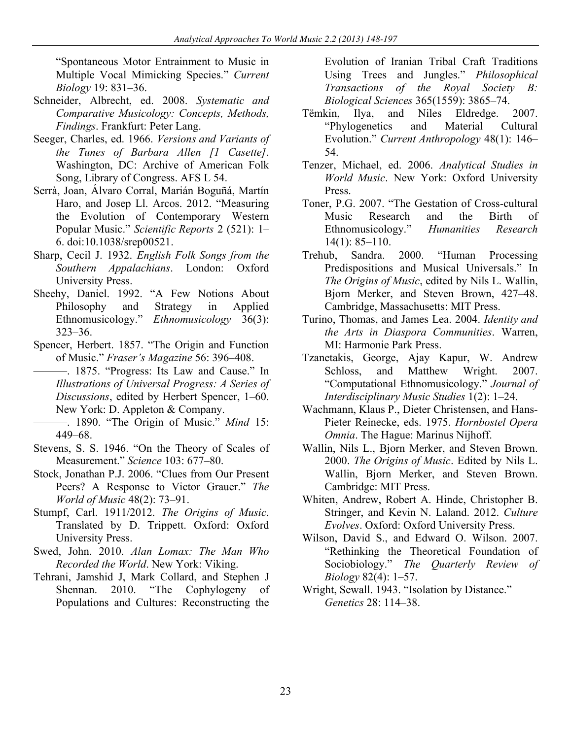"Spontaneous Motor Entrainment to Music in Multiple Vocal Mimicking Species." *Current Biology* 19: 831–36.

Schneider, Albrecht, ed. 2008. *Systematic and Comparative Musicology: Concepts, Methods, Findings*. Frankfurt: Peter Lang.

Seeger, Charles, ed. 1966. *Versions and Variants of the Tunes of Barbara Allen [1 Casette]*. Washington, DC: Archive of American Folk Song, Library of Congress. AFS L 54.

Serrà, Joan, Álvaro Corral, Marián Boguñá, Martín Haro, and Josep Ll. Arcos. 2012. "Measuring the Evolution of Contemporary Western Popular Music." *Scientific Reports* 2 (521): 1–6. doi:10.1038/srep00521.

Sharp, Cecil J. 1932. *English Folk Songs from the Southern Appalachians*. London: Oxford University Press.

Sheehy, Daniel. 1992. "A Few Notions About Philosophy and Strategy in Applied Ethnomusicology." *Ethnomusicology* 36(3): 323–36.

Spencer, Herbert. 1857. "The Origin and Function of Music." *Fraser's Magazine* 56: 396–408.

———. 1875. "Progress: Its Law and Cause." In *Illustrations of Universal Progress: A Series of Discussions*, edited by Herbert Spencer, 1–60. New York: D. Appleton & Company.

———. 1890. "The Origin of Music." *Mind* 15: 449–68.

Stevens, S. S. 1946. "On the Theory of Scales of Measurement." *Science* 103: 677–80.

Stock, Jonathan P.J. 2006. "Clues from Our Present Peers? A Response to Victor Grauer." *The World of Music* 48(2): 73–91.

Stumpf, Carl. 1911/2012. *The Origins of Music*. Translated by D. Trippett. Oxford: Oxford University Press.

Swed, John. 2010. *Alan Lomax: The Man Who Recorded the World*. New York: Viking.

Tehrani, Jamshid J, Mark Collard, and Stephen J Shennan. 2010. "The Cophylogeny of Populations and Cultures: Reconstructing the Evolution of Iranian Tribal Craft Traditions Using Trees and Jungles." *Philosophical Transactions of the Royal Society B: Biological Sciences* 365(1559): 3865–74.

Tëmkin, Ilya, and Niles Eldredge. 2007. "Phylogenetics and Material Cultural Evolution." *Current Anthropology* 48(1): 146–54.

Tenzer, Michael, ed. 2006. *Analytical Studies in World Music*. New York: Oxford University Press.

Toner, P.G. 2007. "The Gestation of Cross-cultural Music Research and the Birth of Ethnomusicology." *Humanities Research* 14(1): 85–110.

Trehub, Sandra. 2000. "Human Processing Predispositions and Musical Universals." In *The Origins of Music*, edited by Nils L. Wallin, Bjorn Merker, and Steven Brown, 427–48. Cambridge, Massachusetts: MIT Press.

Turino, Thomas, and James Lea. 2004. *Identity and the Arts in Diaspora Communities*. Warren, MI: Harmonie Park Press.

Tzanetakis, George, Ajay Kapur, W. Andrew Schloss, and Matthew Wright. 2007. "Computational Ethnomusicology." *Journal of Interdisciplinary Music Studies* 1(2): 1–24.

Wachmann, Klaus P., Dieter Christensen, and Hans-Pieter Reinecke, eds. 1975. *Hornbostel Opera Omnia*. The Hague: Marinus Nijhoff.

Wallin, Nils L., Bjorn Merker, and Steven Brown. 2000. *The Origins of Music*. Edited by Nils L. Wallin, Bjorn Merker, and Steven Brown. Cambridge: MIT Press.

Whiten, Andrew, Robert A. Hinde, Christopher B. Stringer, and Kevin N. Laland. 2012. *Culture Evolves*. Oxford: Oxford University Press.

Wilson, David S., and Edward O. Wilson. 2007. "Rethinking the Theoretical Foundation of Sociobiology." *The Quarterly Review of Biology* 82(4): 1–57.

Wright, Sewall. 1943. "Isolation by Distance." *Genetics* 28: 114–38.